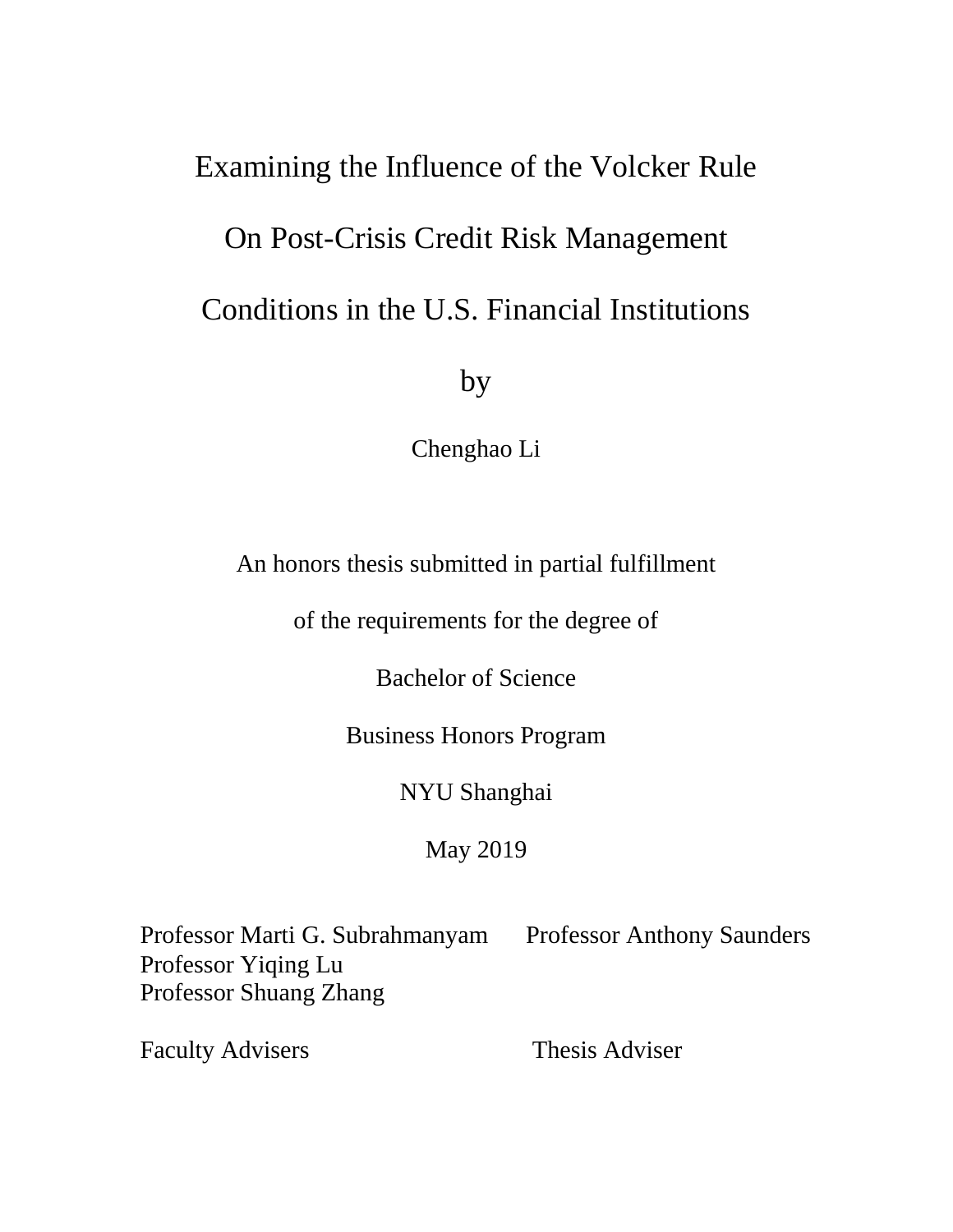# Examining the Influence of the Volcker Rule On Post-Crisis Credit Risk Management Conditions in the U.S. Financial Institutions

by

Chenghao Li

An honors thesis submitted in partial fulfillment

of the requirements for the degree of

Bachelor of Science

Business Honors Program

NYU Shanghai

May 2019

Professor Marti G. Subrahmanyam
Professor Yiqing Lu
Professor Shuang Zhang

Faculty Advisers

Professor Anthony Saunders

Thesis Adviser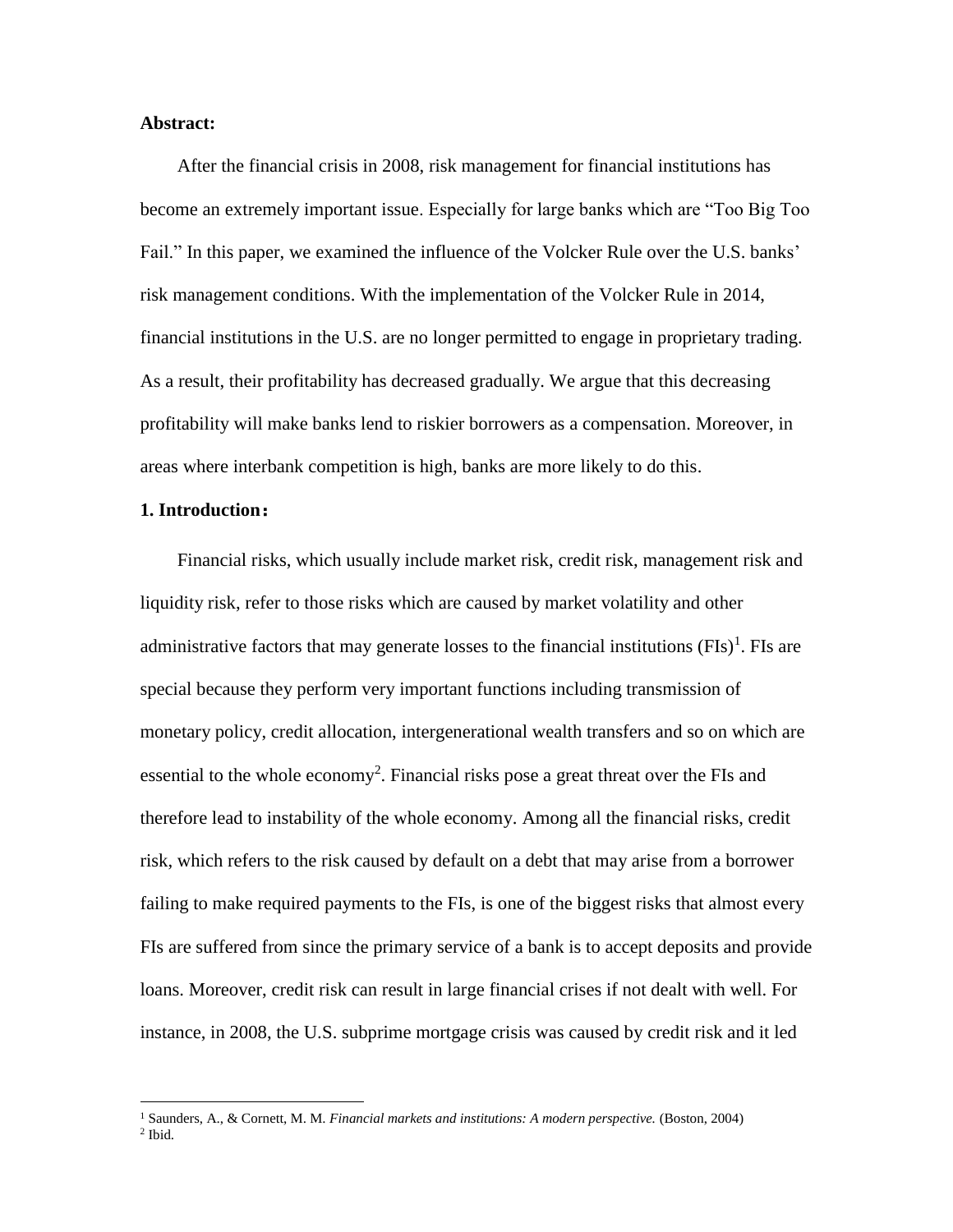**Abstract:**

After the financial crisis in 2008, risk management for financial institutions has become an extremely important issue. Especially for large banks which are "Too Big Too Fail." In this paper, we examined the influence of the Volcker Rule over the U.S. banks' risk management conditions. With the implementation of the Volcker Rule in 2014, financial institutions in the U.S. are no longer permitted to engage in proprietary trading. As a result, their profitability has decreased gradually. We argue that this decreasing profitability will make banks lend to riskier borrowers as a compensation. Moreover, in areas where interbank competition is high, banks are more likely to do this.

**1. Introduction：**

Financial risks, which usually include market risk, credit risk, management risk and liquidity risk, refer to those risks which are caused by market volatility and other administrative factors that may generate losses to the financial institutions (FIs)[1]. FIs are special because they perform very important functions including transmission of monetary policy, credit allocation, intergenerational wealth transfers and so on which are essential to the whole economy[2]. Financial risks pose a great threat over the FIs and therefore lead to instability of the whole economy. Among all the financial risks, credit risk, which refers to the risk caused by default on a debt that may arise from a borrower failing to make required payments to the FIs, is one of the biggest risks that almost every FIs are suffered from since the primary service of a bank is to accept deposits and provide loans. Moreover, credit risk can result in large financial crises if not dealt with well. For instance, in 2008, the U.S. subprime mortgage crisis was caused by credit risk and it led

[1] Saunders, A., & Cornett, M. M. *Financial markets and institutions: A modern perspective.* (Boston, 2004)

[2] Ibid.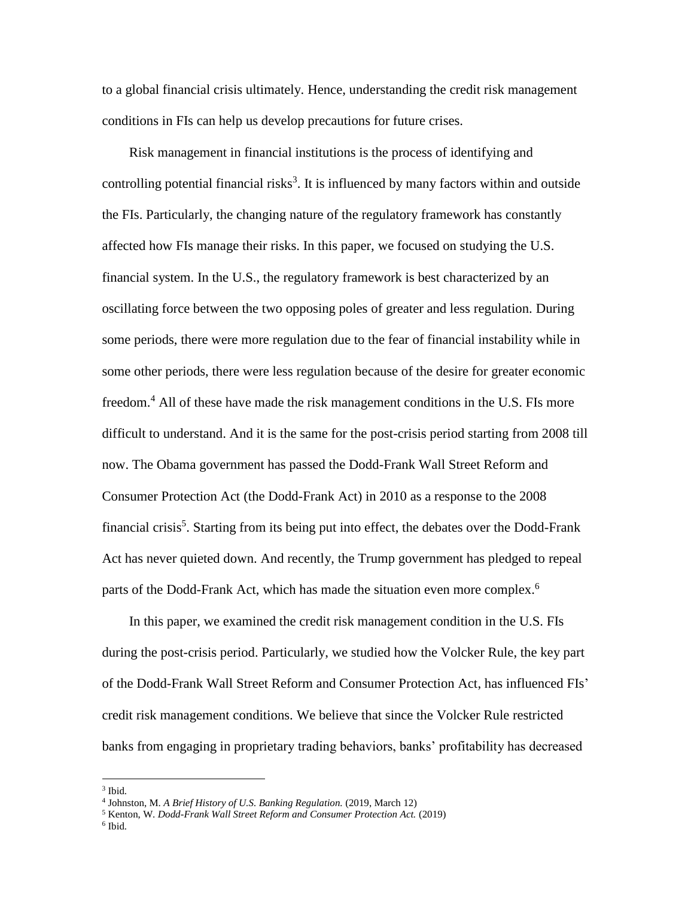to a global financial crisis ultimately. Hence, understanding the credit risk management conditions in FIs can help us develop precautions for future crises.

Risk management in financial institutions is the process of identifying and controlling potential financial risks[3]. It is influenced by many factors within and outside the FIs. Particularly, the changing nature of the regulatory framework has constantly affected how FIs manage their risks. In this paper, we focused on studying the U.S. financial system. In the U.S., the regulatory framework is best characterized by an oscillating force between the two opposing poles of greater and less regulation. During some periods, there were more regulation due to the fear of financial instability while in some other periods, there were less regulation because of the desire for greater economic freedom.[4] All of these have made the risk management conditions in the U.S. FIs more difficult to understand. And it is the same for the post-crisis period starting from 2008 till now. The Obama government has passed the Dodd-Frank Wall Street Reform and Consumer Protection Act (the Dodd-Frank Act) in 2010 as a response to the 2008 financial crisis[5]. Starting from its being put into effect, the debates over the Dodd-Frank Act has never quieted down. And recently, the Trump government has pledged to repeal parts of the Dodd-Frank Act, which has made the situation even more complex.[6]

In this paper, we examined the credit risk management condition in the U.S. FIs during the post-crisis period. Particularly, we studied how the Volcker Rule, the key part of the Dodd-Frank Wall Street Reform and Consumer Protection Act, has influenced FIs' credit risk management conditions. We believe that since the Volcker Rule restricted banks from engaging in proprietary trading behaviors, banks' profitability has decreased

---

[3] Ibid.

[4] Johnston, M. *A Brief History of U.S. Banking Regulation.* (2019, March 12)

[5] Kenton, W. *Dodd-Frank Wall Street Reform and Consumer Protection Act.* (2019)

[6] Ibid.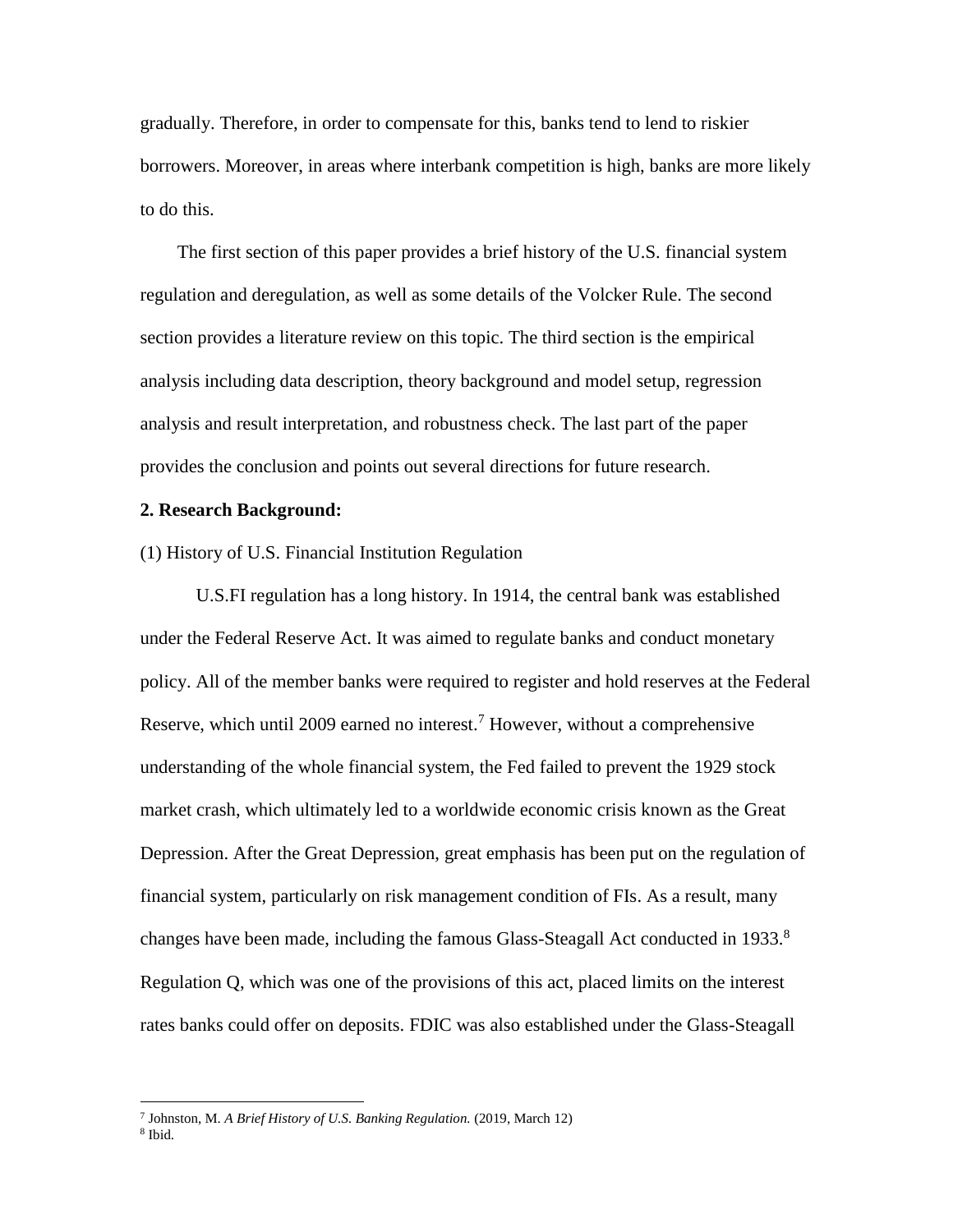gradually. Therefore, in order to compensate for this, banks tend to lend to riskier borrowers. Moreover, in areas where interbank competition is high, banks are more likely to do this.

The first section of this paper provides a brief history of the U.S. financial system regulation and deregulation, as well as some details of the Volcker Rule. The second section provides a literature review on this topic. The third section is the empirical analysis including data description, theory background and model setup, regression analysis and result interpretation, and robustness check. The last part of the paper provides the conclusion and points out several directions for future research.

## 2. Research Background:

(1) History of U.S. Financial Institution Regulation

U.S.FI regulation has a long history. In 1914, the central bank was established under the Federal Reserve Act. It was aimed to regulate banks and conduct monetary policy. All of the member banks were required to register and hold reserves at the Federal Reserve, which until 2009 earned no interest.[7] However, without a comprehensive understanding of the whole financial system, the Fed failed to prevent the 1929 stock market crash, which ultimately led to a worldwide economic crisis known as the Great Depression. After the Great Depression, great emphasis has been put on the regulation of financial system, particularly on risk management condition of FIs. As a result, many changes have been made, including the famous Glass-Steagall Act conducted in 1933.[8] Regulation Q, which was one of the provisions of this act, placed limits on the interest rates banks could offer on deposits. FDIC was also established under the Glass-Steagall

---

[7] Johnston, M. *A Brief History of U.S. Banking Regulation.* (2019, March 12)

[8] Ibid.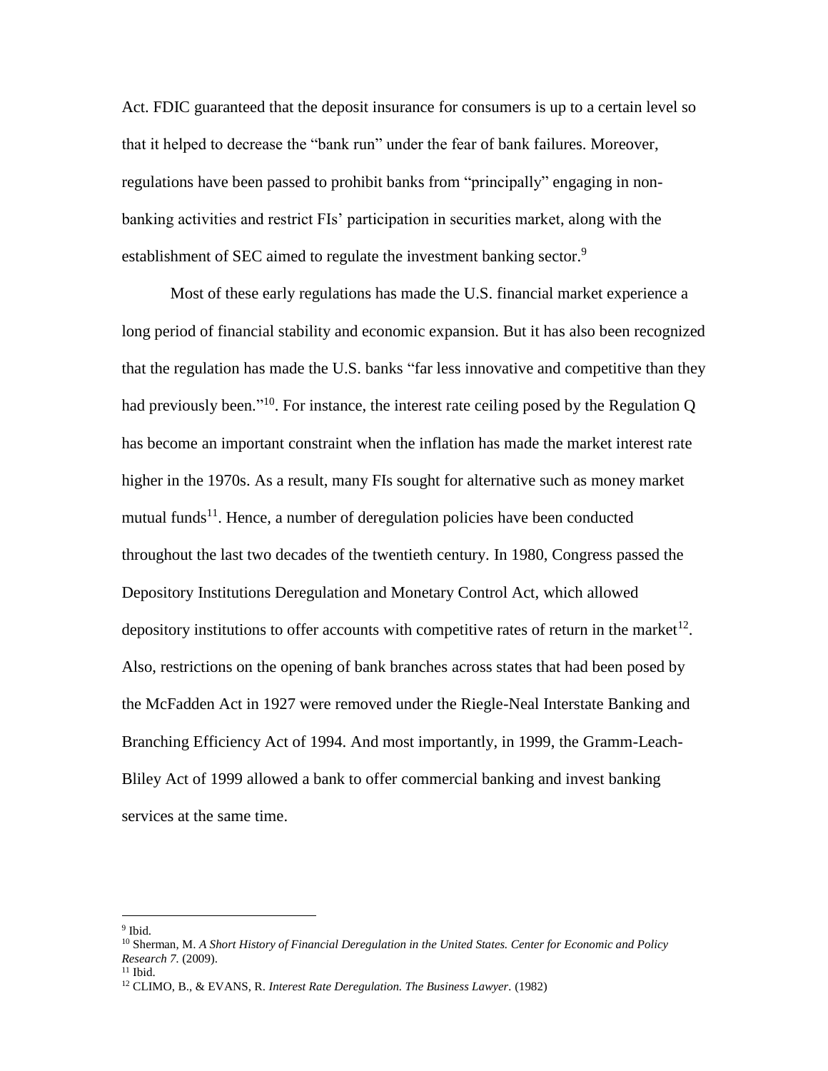Act. FDIC guaranteed that the deposit insurance for consumers is up to a certain level so that it helped to decrease the "bank run" under the fear of bank failures. Moreover, regulations have been passed to prohibit banks from "principally" engaging in non-banking activities and restrict FIs' participation in securities market, along with the establishment of SEC aimed to regulate the investment banking sector.[9]

Most of these early regulations has made the U.S. financial market experience a long period of financial stability and economic expansion. But it has also been recognized that the regulation has made the U.S. banks "far less innovative and competitive than they had previously been."[10]. For instance, the interest rate ceiling posed by the Regulation Q has become an important constraint when the inflation has made the market interest rate higher in the 1970s. As a result, many FIs sought for alternative such as money market mutual funds[11]. Hence, a number of deregulation policies have been conducted throughout the last two decades of the twentieth century. In 1980, Congress passed the Depository Institutions Deregulation and Monetary Control Act, which allowed depository institutions to offer accounts with competitive rates of return in the market[12]. Also, restrictions on the opening of bank branches across states that had been posed by the McFadden Act in 1927 were removed under the Riegle-Neal Interstate Banking and Branching Efficiency Act of 1994. And most importantly, in 1999, the Gramm-Leach-Bliley Act of 1999 allowed a bank to offer commercial banking and invest banking services at the same time.

---

[9] Ibid.

[10] Sherman, M. *A Short History of Financial Deregulation in the United States. Center for Economic and Policy Research 7.* (2009).

[11] Ibid.

[12] CLIMO, B., & EVANS, R. *Interest Rate Deregulation. The Business Lawyer.* (1982)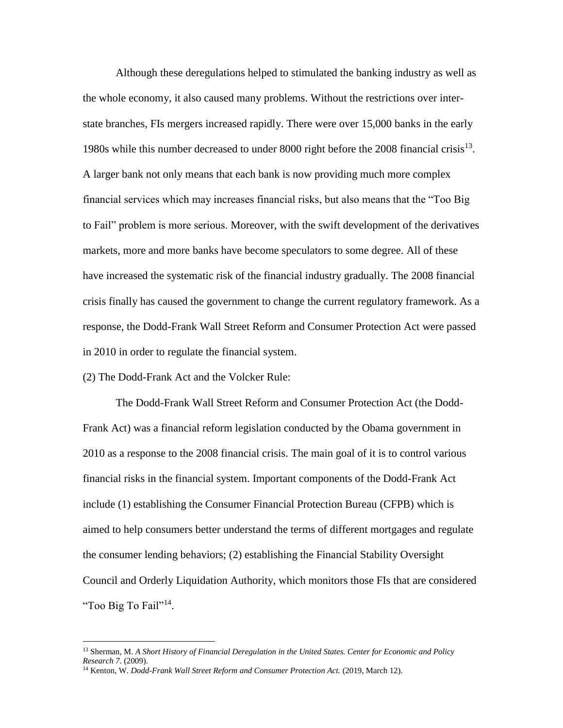Although these deregulations helped to stimulated the banking industry as well as the whole economy, it also caused many problems. Without the restrictions over inter-state branches, FIs mergers increased rapidly. There were over 15,000 banks in the early 1980s while this number decreased to under 8000 right before the 2008 financial crisis[13]. A larger bank not only means that each bank is now providing much more complex financial services which may increases financial risks, but also means that the "Too Big to Fail" problem is more serious. Moreover, with the swift development of the derivatives markets, more and more banks have become speculators to some degree. All of these have increased the systematic risk of the financial industry gradually. The 2008 financial crisis finally has caused the government to change the current regulatory framework. As a response, the Dodd-Frank Wall Street Reform and Consumer Protection Act were passed in 2010 in order to regulate the financial system.

(2) The Dodd-Frank Act and the Volcker Rule:

The Dodd-Frank Wall Street Reform and Consumer Protection Act (the Dodd-Frank Act) was a financial reform legislation conducted by the Obama government in 2010 as a response to the 2008 financial crisis. The main goal of it is to control various financial risks in the financial system. Important components of the Dodd-Frank Act include (1) establishing the Consumer Financial Protection Bureau (CFPB) which is aimed to help consumers better understand the terms of different mortgages and regulate the consumer lending behaviors; (2) establishing the Financial Stability Oversight Council and Orderly Liquidation Authority, which monitors those FIs that are considered "Too Big To Fail"[14].

---

[13] Sherman, M. *A Short History of Financial Deregulation in the United States. Center for Economic and Policy Research 7.* (2009).

[14] Kenton, W. *Dodd-Frank Wall Street Reform and Consumer Protection Act.* (2019, March 12).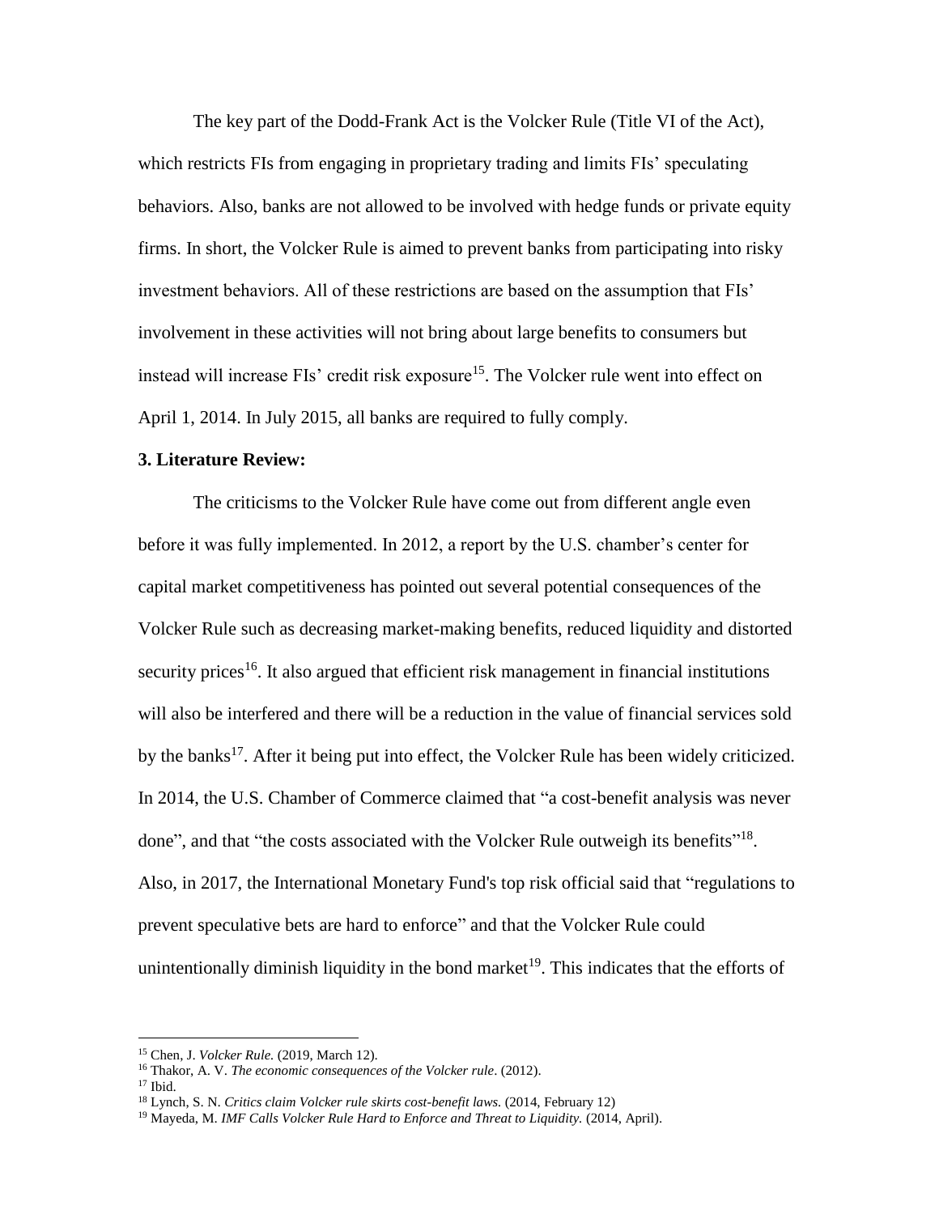The key part of the Dodd-Frank Act is the Volcker Rule (Title VI of the Act), which restricts FIs from engaging in proprietary trading and limits FIs' speculating behaviors. Also, banks are not allowed to be involved with hedge funds or private equity firms. In short, the Volcker Rule is aimed to prevent banks from participating into risky investment behaviors. All of these restrictions are based on the assumption that FIs' involvement in these activities will not bring about large benefits to consumers but instead will increase FIs' credit risk exposure[15]. The Volcker rule went into effect on April 1, 2014. In July 2015, all banks are required to fully comply.

**3. Literature Review:**

The criticisms to the Volcker Rule have come out from different angle even before it was fully implemented. In 2012, a report by the U.S. chamber's center for capital market competitiveness has pointed out several potential consequences of the Volcker Rule such as decreasing market-making benefits, reduced liquidity and distorted security prices[16]. It also argued that efficient risk management in financial institutions will also be interfered and there will be a reduction in the value of financial services sold by the banks[17]. After it being put into effect, the Volcker Rule has been widely criticized. In 2014, the U.S. Chamber of Commerce claimed that "a cost-benefit analysis was never done", and that "the costs associated with the Volcker Rule outweigh its benefits"[18]. Also, in 2017, the International Monetary Fund's top risk official said that "regulations to prevent speculative bets are hard to enforce" and that the Volcker Rule could unintentionally diminish liquidity in the bond market[19]. This indicates that the efforts of

---

[15] Chen, J. *Volcker Rule.* (2019, March 12).

[16] Thakor, A. V. *The economic consequences of the Volcker rule*. (2012).

[17] Ibid.

[18] Lynch, S. N. *Critics claim Volcker rule skirts cost-benefit laws.* (2014, February 12)

[19] Mayeda, M. *IMF Calls Volcker Rule Hard to Enforce and Threat to Liquidity.* (2014, April).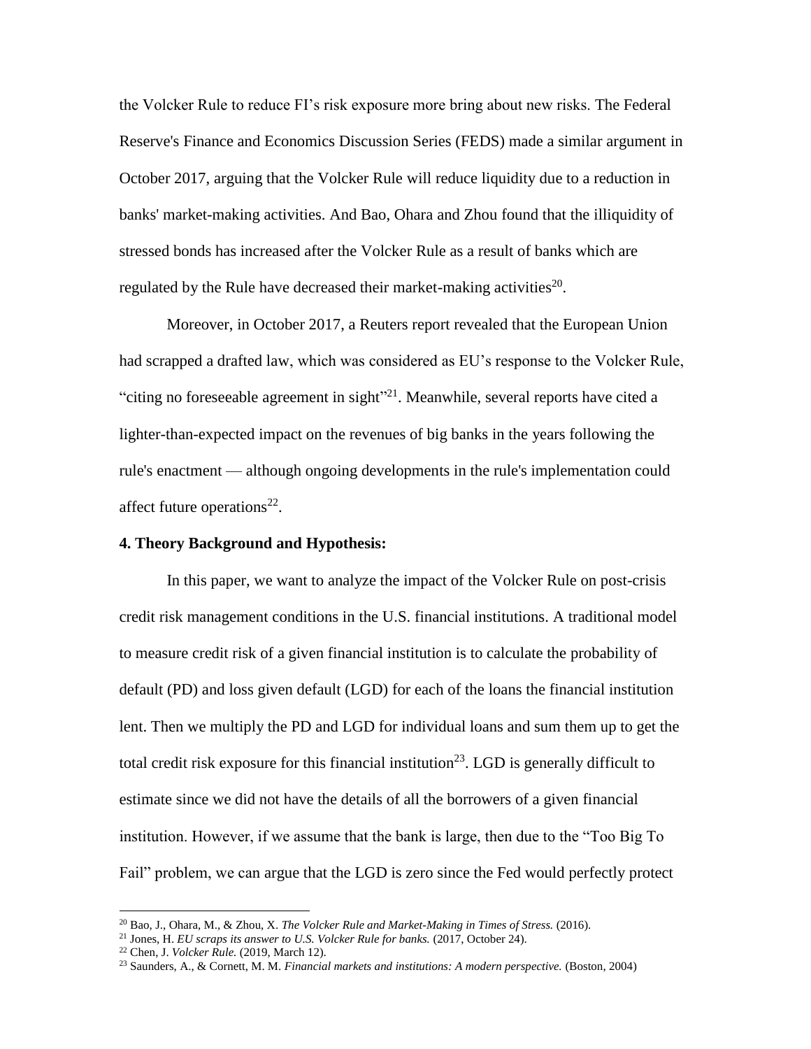the Volcker Rule to reduce FI's risk exposure more bring about new risks. The Federal Reserve's Finance and Economics Discussion Series (FEDS) made a similar argument in October 2017, arguing that the Volcker Rule will reduce liquidity due to a reduction in banks' market-making activities. And Bao, Ohara and Zhou found that the illiquidity of stressed bonds has increased after the Volcker Rule as a result of banks which are regulated by the Rule have decreased their market-making activities[20].

Moreover, in October 2017, a Reuters report revealed that the European Union had scrapped a drafted law, which was considered as EU's response to the Volcker Rule, "citing no foreseeable agreement in sight"[21]. Meanwhile, several reports have cited a lighter-than-expected impact on the revenues of big banks in the years following the rule's enactment — although ongoing developments in the rule's implementation could affect future operations[22].

## 4. Theory Background and Hypothesis:

In this paper, we want to analyze the impact of the Volcker Rule on post-crisis credit risk management conditions in the U.S. financial institutions. A traditional model to measure credit risk of a given financial institution is to calculate the probability of default (PD) and loss given default (LGD) for each of the loans the financial institution lent. Then we multiply the PD and LGD for individual loans and sum them up to get the total credit risk exposure for this financial institution[23]. LGD is generally difficult to estimate since we did not have the details of all the borrowers of a given financial institution. However, if we assume that the bank is large, then due to the "Too Big To Fail" problem, we can argue that the LGD is zero since the Fed would perfectly protect

---

[20] Bao, J., Ohara, M., & Zhou, X. *The Volcker Rule and Market-Making in Times of Stress.* (2016).

[21] Jones, H. *EU scraps its answer to U.S. Volcker Rule for banks.* (2017, October 24).

[22] Chen, J. *Volcker Rule.* (2019, March 12).

[23] Saunders, A., & Cornett, M. M. *Financial markets and institutions: A modern perspective.* (Boston, 2004)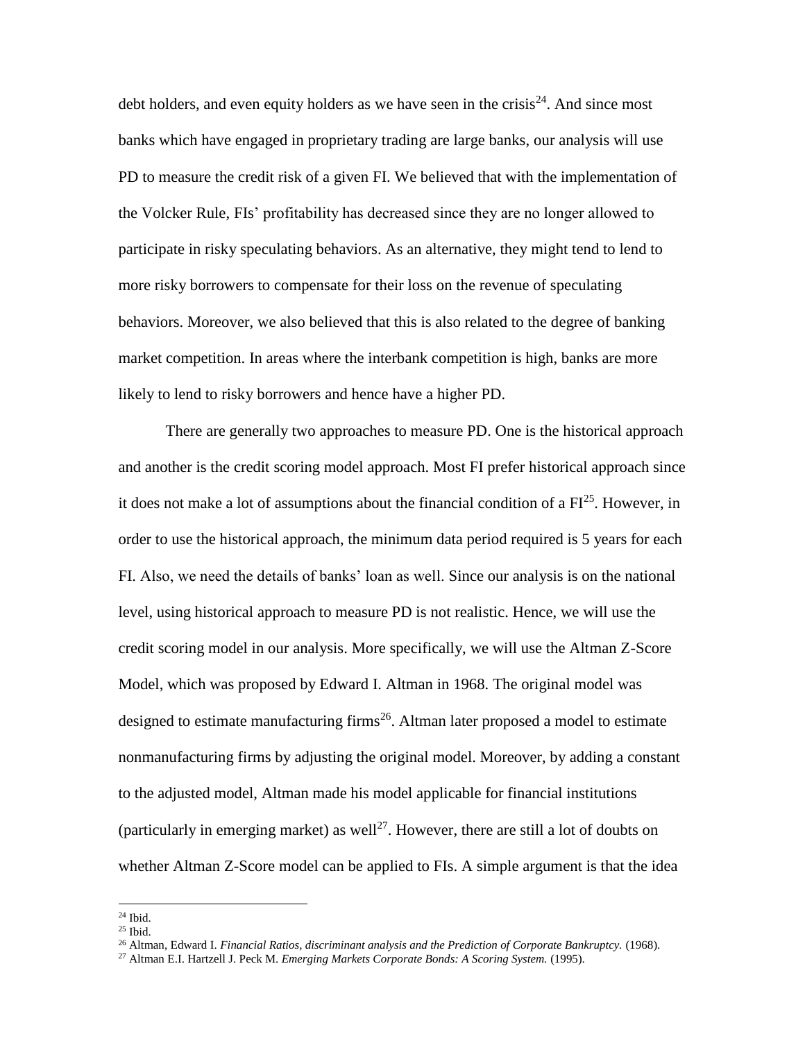debt holders, and even equity holders as we have seen in the crisis[24]. And since most banks which have engaged in proprietary trading are large banks, our analysis will use PD to measure the credit risk of a given FI. We believed that with the implementation of the Volcker Rule, FIs' profitability has decreased since they are no longer allowed to participate in risky speculating behaviors. As an alternative, they might tend to lend to more risky borrowers to compensate for their loss on the revenue of speculating behaviors. Moreover, we also believed that this is also related to the degree of banking market competition. In areas where the interbank competition is high, banks are more likely to lend to risky borrowers and hence have a higher PD.

There are generally two approaches to measure PD. One is the historical approach and another is the credit scoring model approach. Most FI prefer historical approach since it does not make a lot of assumptions about the financial condition of a FI[25]. However, in order to use the historical approach, the minimum data period required is 5 years for each FI. Also, we need the details of banks' loan as well. Since our analysis is on the national level, using historical approach to measure PD is not realistic. Hence, we will use the credit scoring model in our analysis. More specifically, we will use the Altman Z-Score Model, which was proposed by Edward I. Altman in 1968. The original model was designed to estimate manufacturing firms[26]. Altman later proposed a model to estimate nonmanufacturing firms by adjusting the original model. Moreover, by adding a constant to the adjusted model, Altman made his model applicable for financial institutions (particularly in emerging market) as well[27]. However, there are still a lot of doubts on whether Altman Z-Score model can be applied to FIs. A simple argument is that the idea

---

[24] Ibid.

[25] Ibid.

[26] Altman, Edward I. *Financial Ratios, discriminant analysis and the Prediction of Corporate Bankruptcy.* (1968).

[27] Altman E.I. Hartzell J. Peck M. *Emerging Markets Corporate Bonds: A Scoring System.* (1995).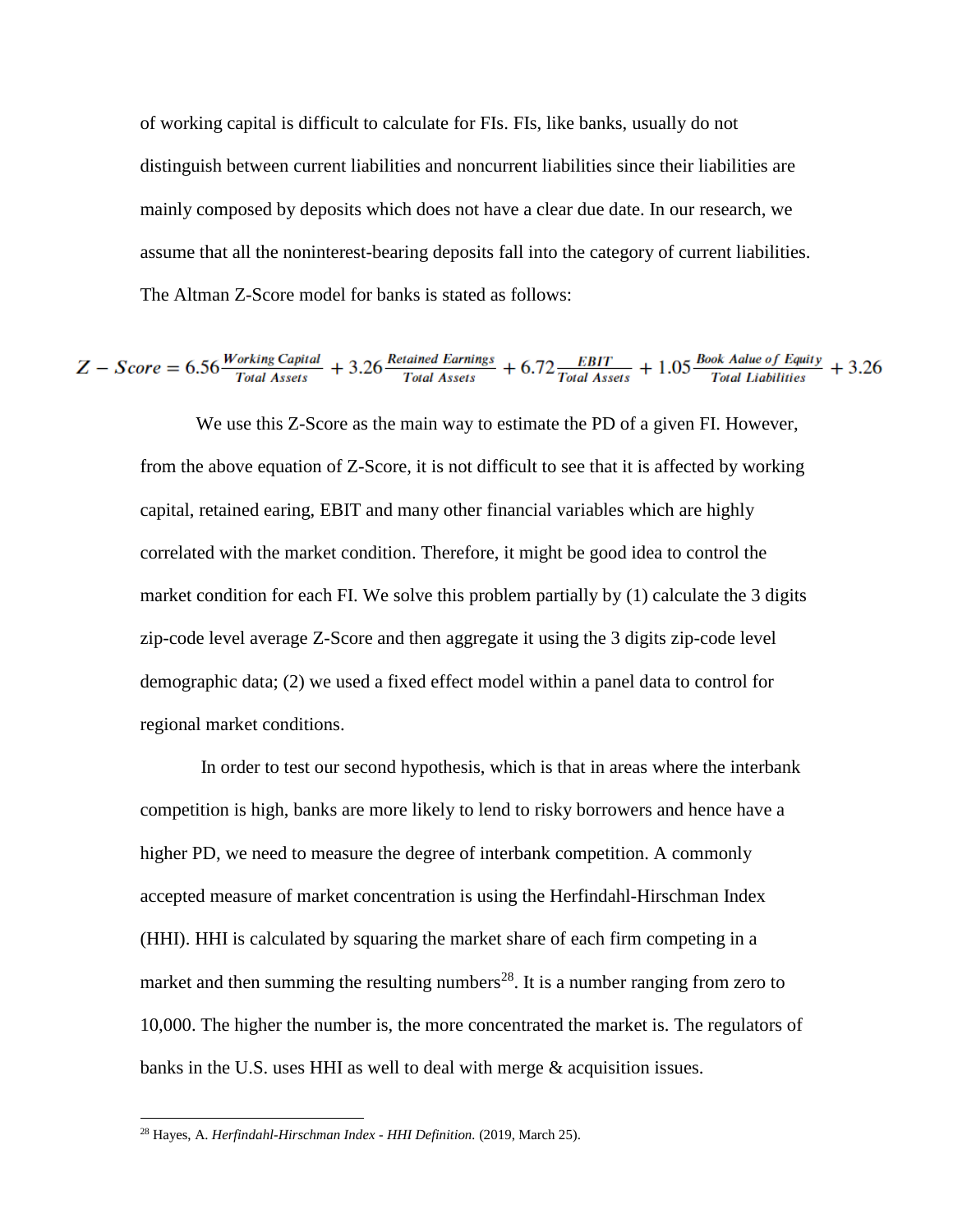of working capital is difficult to calculate for FIs. FIs, like banks, usually do not distinguish between current liabilities and noncurrent liabilities since their liabilities are mainly composed by deposits which does not have a clear due date. In our research, we assume that all the noninterest-bearing deposits fall into the category of current liabilities. The Altman Z-Score model for banks is stated as follows:

$$Z - Score = 6.56\frac{Working\ Capital}{Total\ Assets} + 3.26\frac{Retained\ Earnings}{Total\ Assets} + 6.72\frac{EBIT}{Total\ Assets} + 1.05\frac{Book\ Aalue\ of\ Equity}{Total\ Liabilities} + 3.26$$

We use this Z-Score as the main way to estimate the PD of a given FI. However, from the above equation of Z-Score, it is not difficult to see that it is affected by working capital, retained earing, EBIT and many other financial variables which are highly correlated with the market condition. Therefore, it might be good idea to control the market condition for each FI. We solve this problem partially by (1) calculate the 3 digits zip-code level average Z-Score and then aggregate it using the 3 digits zip-code level demographic data; (2) we used a fixed effect model within a panel data to control for regional market conditions.

In order to test our second hypothesis, which is that in areas where the interbank competition is high, banks are more likely to lend to risky borrowers and hence have a higher PD, we need to measure the degree of interbank competition. A commonly accepted measure of market concentration is using the Herfindahl-Hirschman Index (HHI). HHI is calculated by squaring the market share of each firm competing in a market and then summing the resulting numbers[28]. It is a number ranging from zero to 10,000. The higher the number is, the more concentrated the market is. The regulators of banks in the U.S. uses HHI as well to deal with merge & acquisition issues.

[28] Hayes, A. *Herfindahl-Hirschman Index - HHI Definition.* (2019, March 25).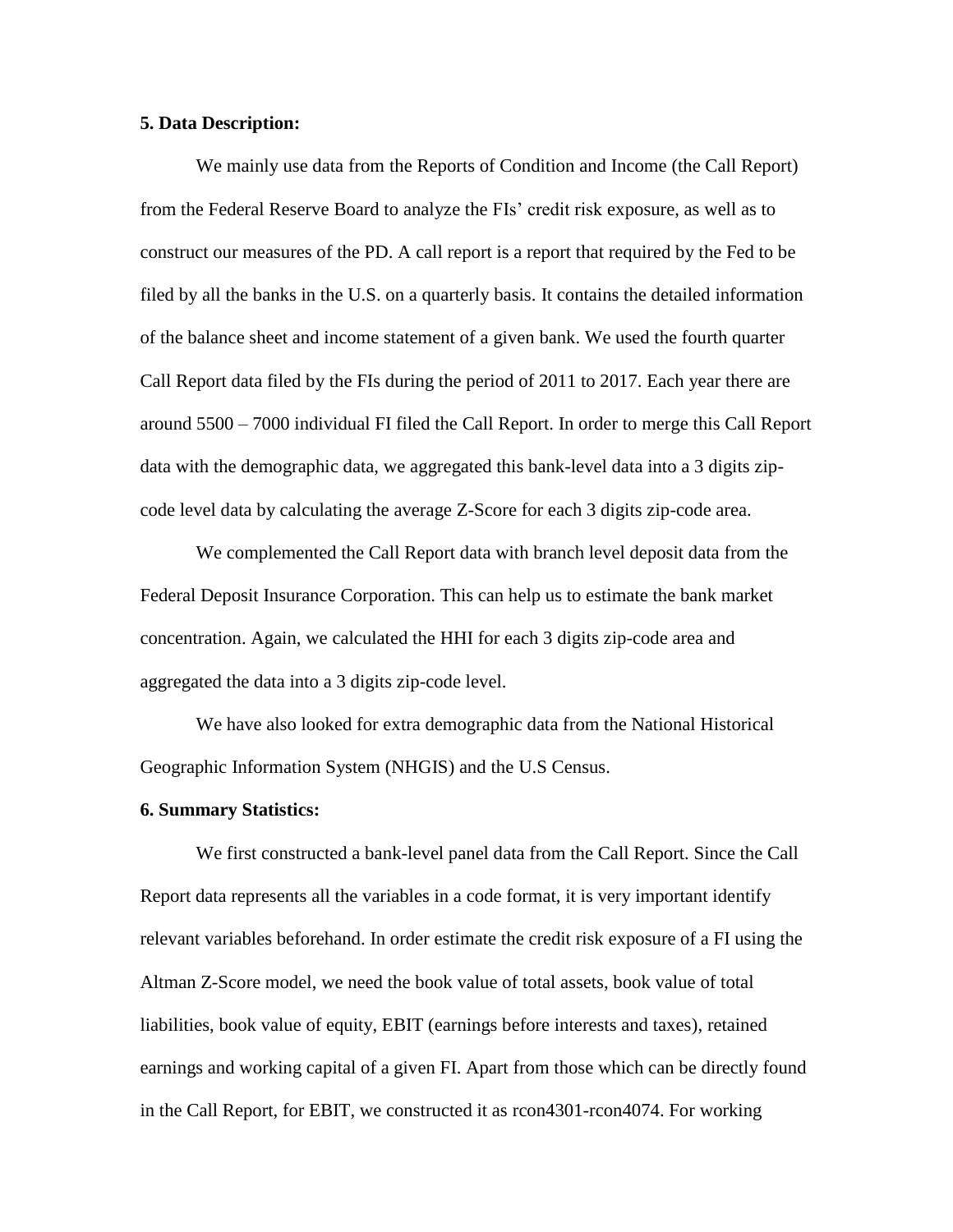**5. Data Description:**

We mainly use data from the Reports of Condition and Income (the Call Report) from the Federal Reserve Board to analyze the FIs' credit risk exposure, as well as to construct our measures of the PD. A call report is a report that required by the Fed to be filed by all the banks in the U.S. on a quarterly basis. It contains the detailed information of the balance sheet and income statement of a given bank. We used the fourth quarter Call Report data filed by the FIs during the period of 2011 to 2017. Each year there are around 5500 – 7000 individual FI filed the Call Report. In order to merge this Call Report data with the demographic data, we aggregated this bank-level data into a 3 digits zip-code level data by calculating the average Z-Score for each 3 digits zip-code area.

We complemented the Call Report data with branch level deposit data from the Federal Deposit Insurance Corporation. This can help us to estimate the bank market concentration. Again, we calculated the HHI for each 3 digits zip-code area and aggregated the data into a 3 digits zip-code level.

We have also looked for extra demographic data from the National Historical Geographic Information System (NHGIS) and the U.S Census.

**6. Summary Statistics:**

We first constructed a bank-level panel data from the Call Report. Since the Call Report data represents all the variables in a code format, it is very important identify relevant variables beforehand. In order estimate the credit risk exposure of a FI using the Altman Z-Score model, we need the book value of total assets, book value of total liabilities, book value of equity, EBIT (earnings before interests and taxes), retained earnings and working capital of a given FI. Apart from those which can be directly found in the Call Report, for EBIT, we constructed it as rcon4301-rcon4074. For working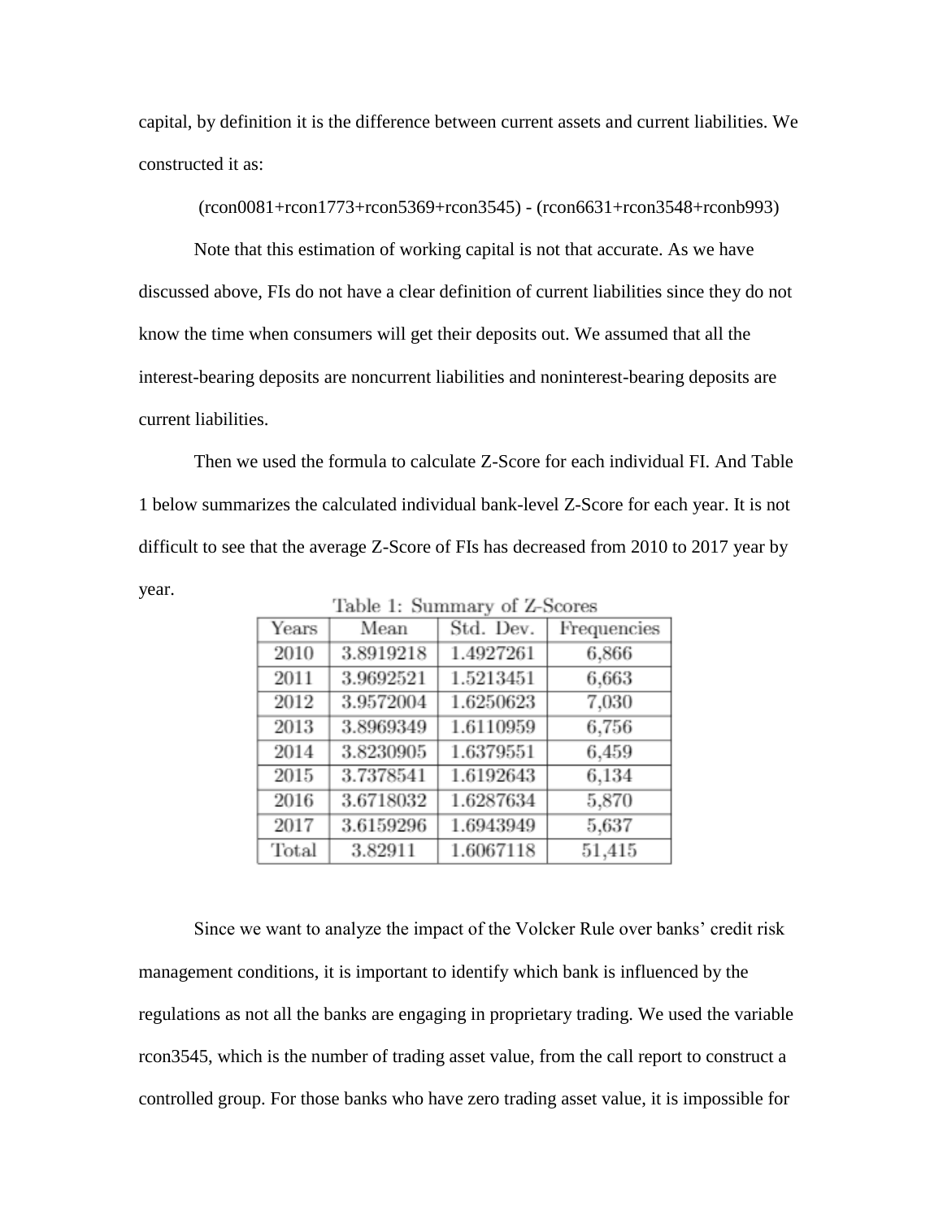capital, by definition it is the difference between current assets and current liabilities. We constructed it as:

(rcon0081+rcon1773+rcon5369+rcon3545) - (rcon6631+rcon3548+rconb993)

Note that this estimation of working capital is not that accurate. As we have discussed above, FIs do not have a clear definition of current liabilities since they do not know the time when consumers will get their deposits out. We assumed that all the interest-bearing deposits are noncurrent liabilities and noninterest-bearing deposits are current liabilities.

Then we used the formula to calculate Z-Score for each individual FI. And Table 1 below summarizes the calculated individual bank-level Z-Score for each year. It is not difficult to see that the average Z-Score of FIs has decreased from 2010 to 2017 year by year.

Table 1: Summary of Z-Scores

| Years | Mean | Std. Dev. | Frequencies |
|---|---|---|---|
| 2010 | 3.8919218 | 1.4927261 | 6,866 |
| 2011 | 3.9692521 | 1.5213451 | 6,663 |
| 2012 | 3.9572004 | 1.6250623 | 7,030 |
| 2013 | 3.8969349 | 1.6110959 | 6,756 |
| 2014 | 3.8230905 | 1.6379551 | 6,459 |
| 2015 | 3.7378541 | 1.6192643 | 6,134 |
| 2016 | 3.6718032 | 1.6287634 | 5,870 |
| 2017 | 3.6159296 | 1.6943949 | 5,637 |
| Total | 3.82911 | 1.6067118 | 51,415 |

Since we want to analyze the impact of the Volcker Rule over banks' credit risk management conditions, it is important to identify which bank is influenced by the regulations as not all the banks are engaging in proprietary trading. We used the variable rcon3545, which is the number of trading asset value, from the call report to construct a controlled group. For those banks who have zero trading asset value, it is impossible for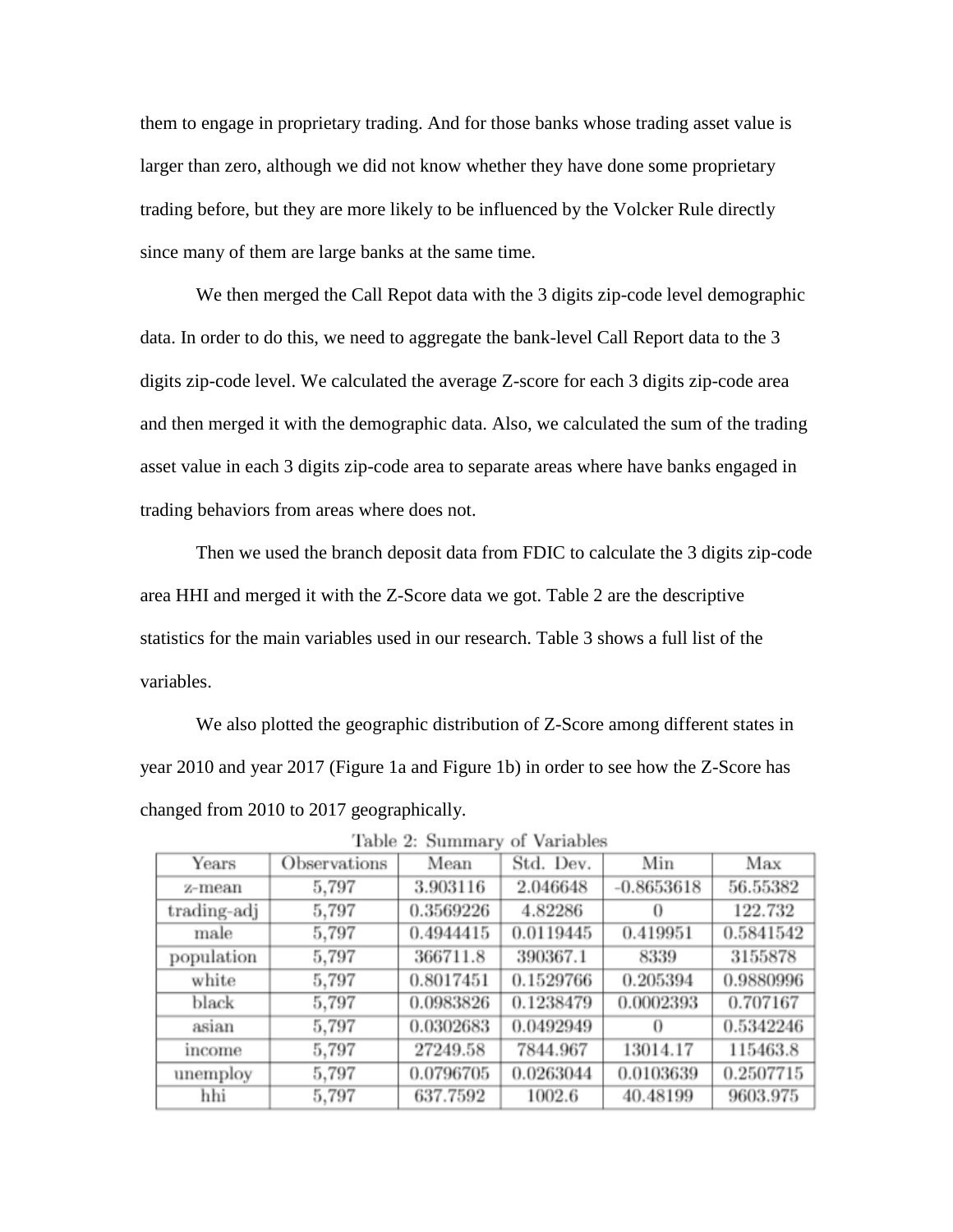them to engage in proprietary trading. And for those banks whose trading asset value is larger than zero, although we did not know whether they have done some proprietary trading before, but they are more likely to be influenced by the Volcker Rule directly since many of them are large banks at the same time.

We then merged the Call Repot data with the 3 digits zip-code level demographic data. In order to do this, we need to aggregate the bank-level Call Report data to the 3 digits zip-code level. We calculated the average Z-score for each 3 digits zip-code area and then merged it with the demographic data. Also, we calculated the sum of the trading asset value in each 3 digits zip-code area to separate areas where have banks engaged in trading behaviors from areas where does not.

Then we used the branch deposit data from FDIC to calculate the 3 digits zip-code area HHI and merged it with the Z-Score data we got. Table 2 are the descriptive statistics for the main variables used in our research. Table 3 shows a full list of the variables.

We also plotted the geographic distribution of Z-Score among different states in year 2010 and year 2017 (Figure 1a and Figure 1b) in order to see how the Z-Score has changed from 2010 to 2017 geographically.

Table 2: Summary of Variables

| Years | Observations | Mean | Std. Dev. | Min | Max |
|---|---|---|---|---|---|
| z-mean | 5,797 | 3.903116 | 2.046648 | -0.8653618 | 56.55382 |
| trading-adj | 5,797 | 0.3569226 | 4.82286 | 0 | 122.732 |
| male | 5,797 | 0.4944415 | 0.0119445 | 0.419951 | 0.5841542 |
| population | 5,797 | 366711.8 | 390367.1 | 8339 | 3155878 |
| white | 5,797 | 0.8017451 | 0.1529766 | 0.205394 | 0.9880996 |
| black | 5,797 | 0.0983826 | 0.1238479 | 0.0002393 | 0.707167 |
| asian | 5,797 | 0.0302683 | 0.0492949 | 0 | 0.5342246 |
| income | 5,797 | 27249.58 | 7844.967 | 13014.17 | 115463.8 |
| unemploy | 5,797 | 0.0796705 | 0.0263044 | 0.0103639 | 0.2507715 |
| hhi | 5,797 | 637.7592 | 1002.6 | 40.48199 | 9603.975 |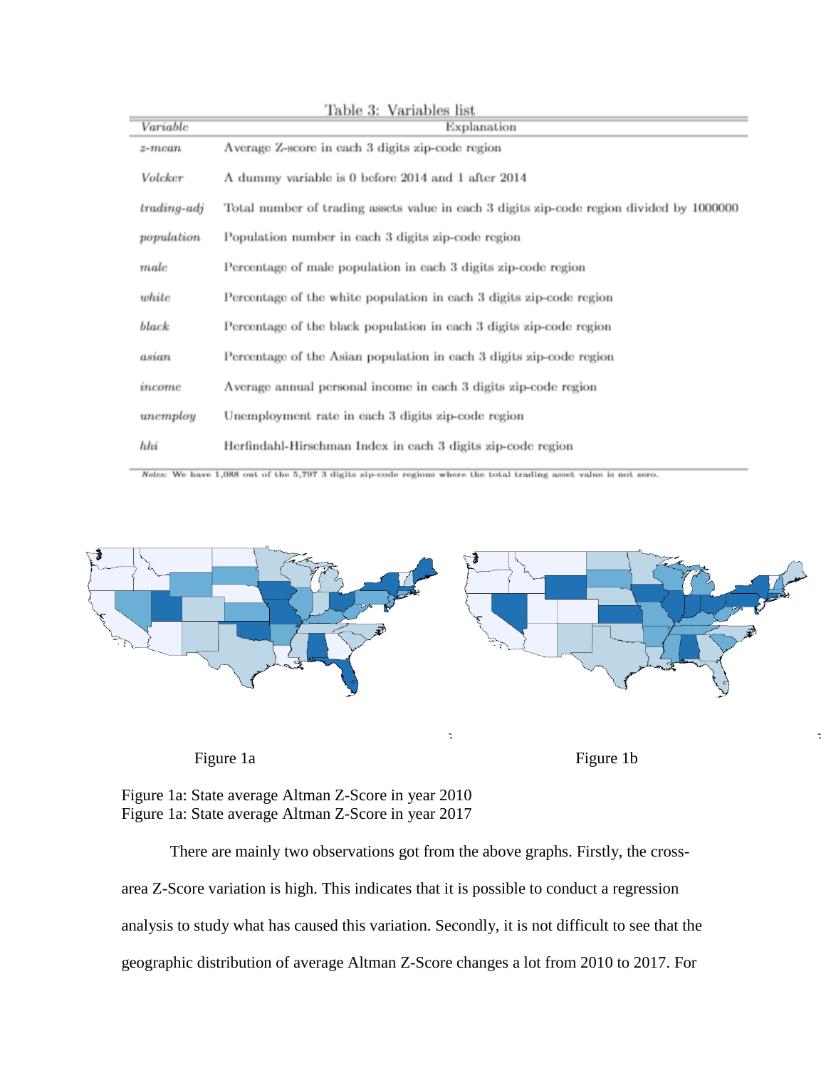Table 3: Variables list

| *Variable* | Explanation |
|---|---|
| *z-mean* | Average Z-score in each 3 digits zip-code region |
| *Volcker* | A dummy variable is 0 before 2014 and 1 after 2014 |
| *trading-adj* | Total number of trading assets value in each 3 digits zip-code region divided by 1000000 |
| *population* | Population number in each 3 digits zip-code region |
| *male* | Percentage of male population in each 3 digits zip-code region |
| *white* | Percentage of the white population in each 3 digits zip-code region |
| *black* | Percentage of the black population in each 3 digits zip-code region |
| *asian* | Percentage of the Asian population in each 3 digits zip-code region |
| *income* | Average annual personal income in each 3 digits zip-code region |
| *unemploy* | Unemployment rate in each 3 digits zip-code region |
| *hhi* | Herfindahl-Hirschman Index in each 3 digits zip-code region |

*Notes:* We have 1,088 out of the 5,797 3 digits zip-code regions where the total trading asset value is not zero.

Figure 1a

Figure 1b

Figure 1a: State average Altman Z-Score in year 2010
Figure 1a: State average Altman Z-Score in year 2017

There are mainly two observations got from the above graphs. Firstly, the cross-area Z-Score variation is high. This indicates that it is possible to conduct a regression analysis to study what has caused this variation. Secondly, it is not difficult to see that the geographic distribution of average Altman Z-Score changes a lot from 2010 to 2017. For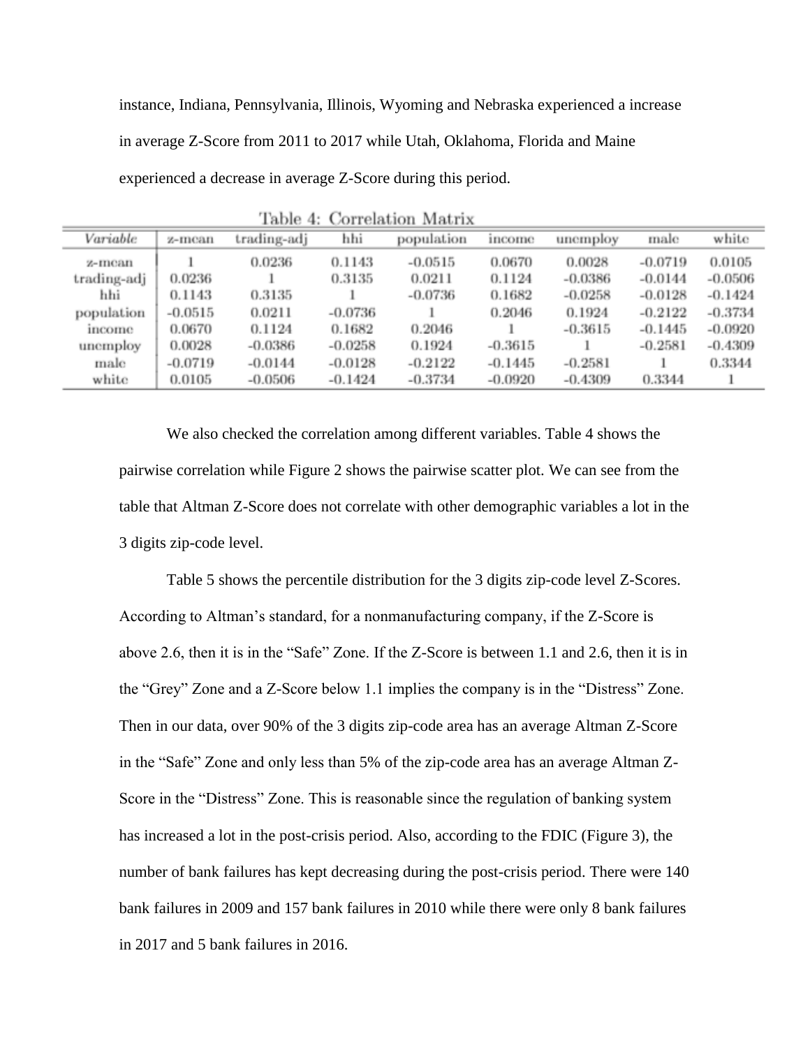instance, Indiana, Pennsylvania, Illinois, Wyoming and Nebraska experienced a increase in average Z-Score from 2011 to 2017 while Utah, Oklahoma, Florida and Maine experienced a decrease in average Z-Score during this period.

Table 4: Correlation Matrix

| *Variable* | z-mean | trading-adj | hhi | population | income | unemploy | male | white |
|---|---|---|---|---|---|---|---|---|
| z-mean | 1 | 0.0236 | 0.1143 | -0.0515 | 0.0670 | 0.0028 | -0.0719 | 0.0105 |
| trading-adj | 0.0236 | 1 | 0.3135 | 0.0211 | 0.1124 | -0.0386 | -0.0144 | -0.0506 |
| hhi | 0.1143 | 0.3135 | 1 | -0.0736 | 0.1682 | -0.0258 | -0.0128 | -0.1424 |
| population | -0.0515 | 0.0211 | -0.0736 | 1 | 0.2046 | 0.1924 | -0.2122 | -0.3734 |
| income | 0.0670 | 0.1124 | 0.1682 | 0.2046 | 1 | -0.3615 | -0.1445 | -0.0920 |
| unemploy | 0.0028 | -0.0386 | -0.0258 | 0.1924 | -0.3615 | 1 | -0.2581 | -0.4309 |
| male | -0.0719 | -0.0144 | -0.0128 | -0.2122 | -0.1445 | -0.2581 | 1 | 0.3344 |
| white | 0.0105 | -0.0506 | -0.1424 | -0.3734 | -0.0920 | -0.4309 | 0.3344 | 1 |

We also checked the correlation among different variables. Table 4 shows the pairwise correlation while Figure 2 shows the pairwise scatter plot. We can see from the table that Altman Z-Score does not correlate with other demographic variables a lot in the 3 digits zip-code level.

Table 5 shows the percentile distribution for the 3 digits zip-code level Z-Scores. According to Altman's standard, for a nonmanufacturing company, if the Z-Score is above 2.6, then it is in the "Safe" Zone. If the Z-Score is between 1.1 and 2.6, then it is in the "Grey" Zone and a Z-Score below 1.1 implies the company is in the "Distress" Zone. Then in our data, over 90% of the 3 digits zip-code area has an average Altman Z-Score in the "Safe" Zone and only less than 5% of the zip-code area has an average Altman Z-Score in the "Distress" Zone. This is reasonable since the regulation of banking system has increased a lot in the post-crisis period. Also, according to the FDIC (Figure 3), the number of bank failures has kept decreasing during the post-crisis period. There were 140 bank failures in 2009 and 157 bank failures in 2010 while there were only 8 bank failures in 2017 and 5 bank failures in 2016.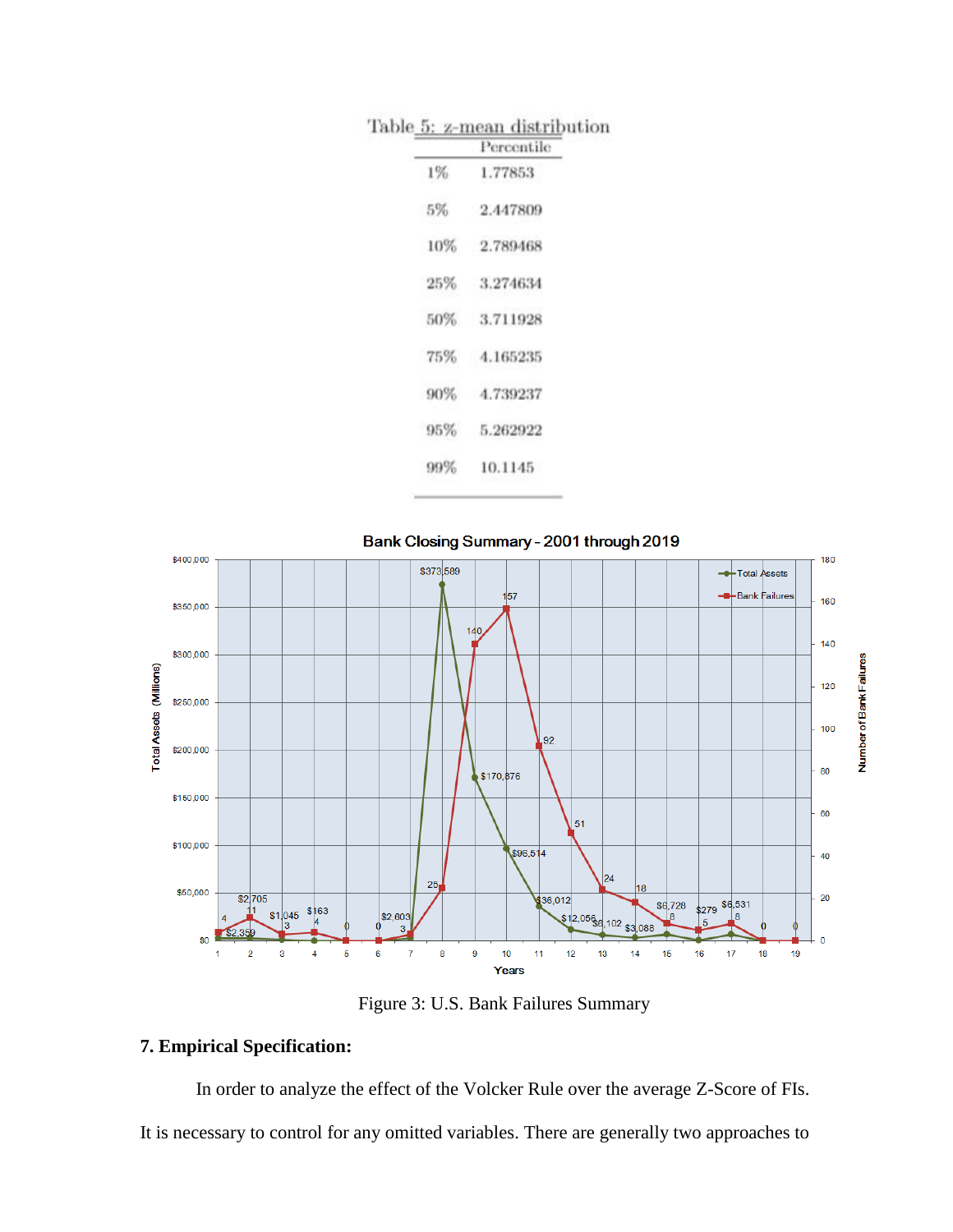Table 5: z-mean distribution

| | Percentile |
|---|---|
| 1% | 1.77853 |
| 5% | 2.447809 |
| 10% | 2.789468 |
| 25% | 3.274634 |
| 50% | 3.711928 |
| 75% | 4.165235 |
| 90% | 4.739237 |
| 95% | 5.262922 |
| 99% | 10.1145 |

Figure 3: U.S. Bank Failures Summary

## 7. Empirical Specification:

In order to analyze the effect of the Volcker Rule over the average Z-Score of FIs. It is necessary to control for any omitted variables. There are generally two approaches to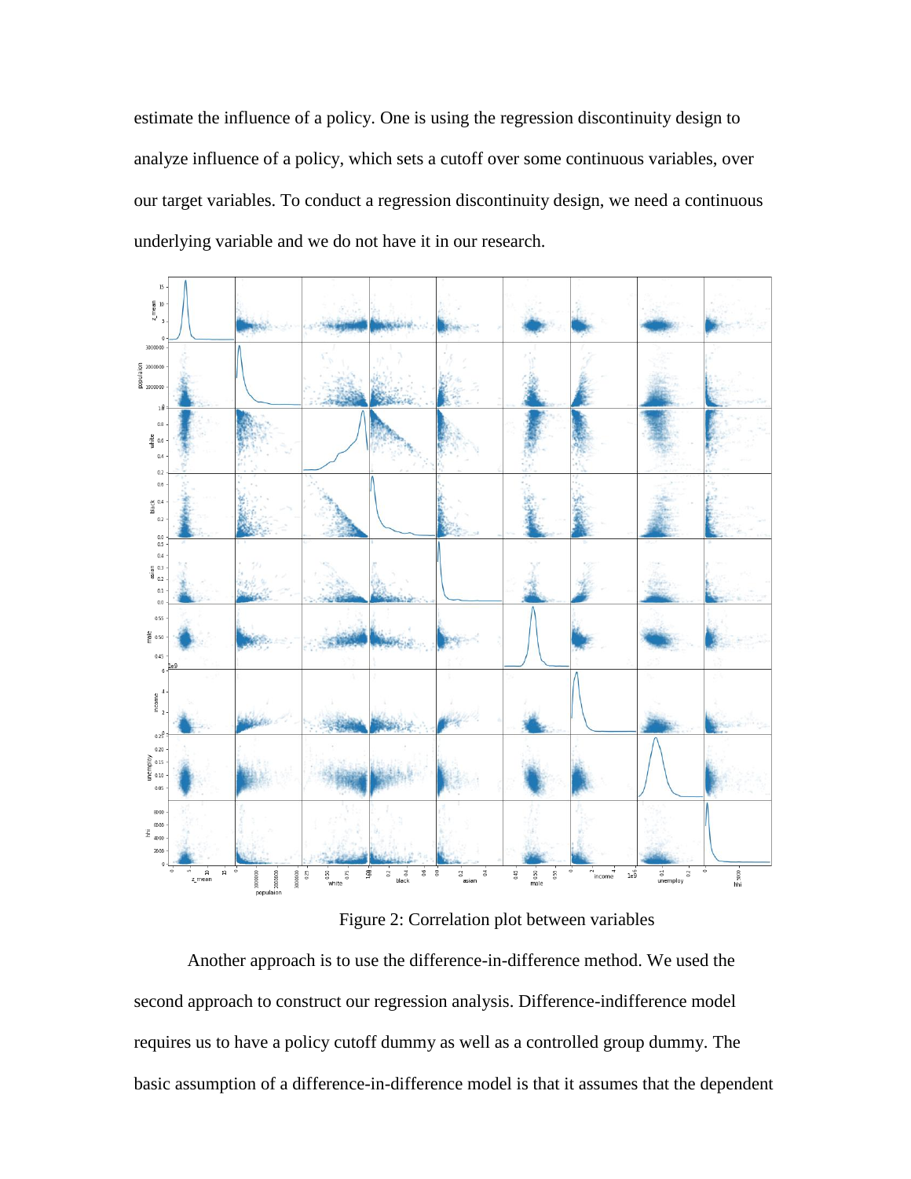estimate the influence of a policy. One is using the regression discontinuity design to analyze influence of a policy, which sets a cutoff over some continuous variables, over our target variables. To conduct a regression discontinuity design, we need a continuous underlying variable and we do not have it in our research.

Figure 2: Correlation plot between variables

Another approach is to use the difference-in-difference method. We used the second approach to construct our regression analysis. Difference-indifference model requires us to have a policy cutoff dummy as well as a controlled group dummy. The basic assumption of a difference-in-difference model is that it assumes that the dependent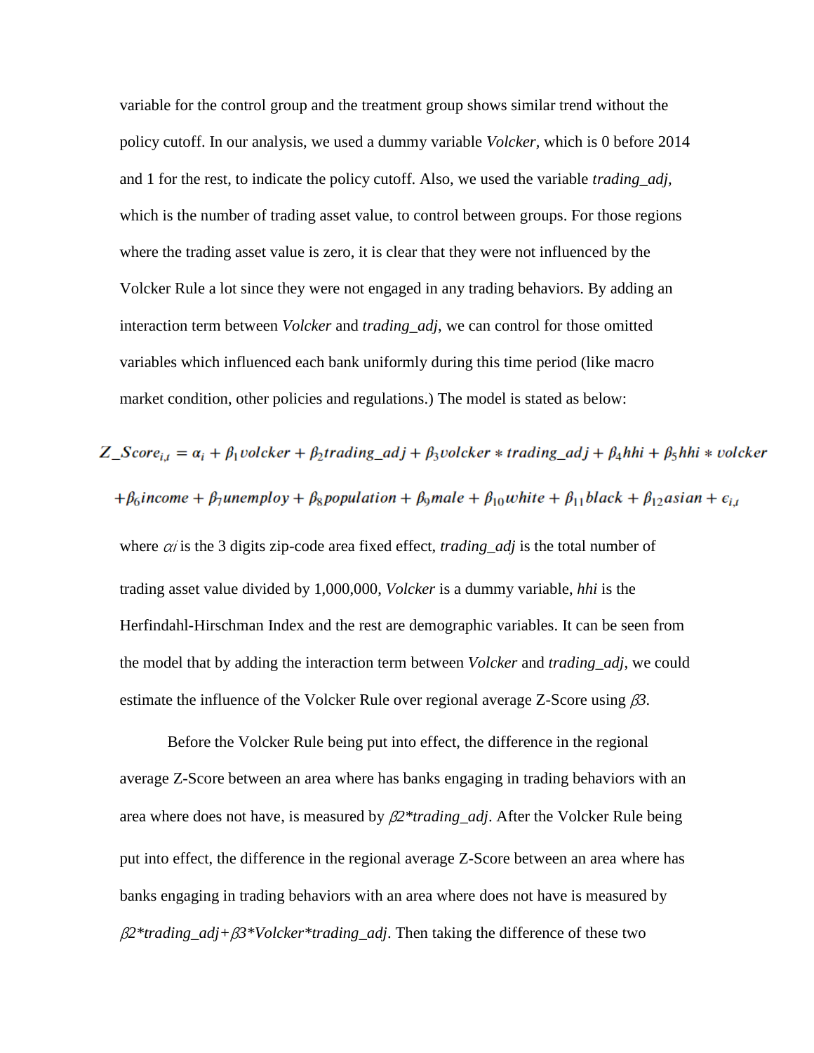variable for the control group and the treatment group shows similar trend without the policy cutoff. In our analysis, we used a dummy variable *Volcker*, which is 0 before 2014 and 1 for the rest, to indicate the policy cutoff. Also, we used the variable *trading_adj*, which is the number of trading asset value, to control between groups. For those regions where the trading asset value is zero, it is clear that they were not influenced by the Volcker Rule a lot since they were not engaged in any trading behaviors. By adding an interaction term between *Volcker* and *trading_adj*, we can control for those omitted variables which influenced each bank uniformly during this time period (like macro market condition, other policies and regulations.) The model is stated as below:

$$Z\_Score_{i,t} = \alpha_i + \beta_1 volcker + \beta_2 trading\_adj + \beta_3 volcker * trading\_adj + \beta_4 hhi + \beta_5 hhi * volcker$$
$$+ \beta_6 income + \beta_7 unemploy + \beta_8 population + \beta_9 male + \beta_{10} white + \beta_{11} black + \beta_{12} asian + \epsilon_{i,t}$$

where $\alpha_i$ is the 3 digits zip-code area fixed effect, *trading_adj* is the total number of trading asset value divided by 1,000,000, *Volcker* is a dummy variable, *hhi* is the Herfindahl-Hirschman Index and the rest are demographic variables. It can be seen from the model that by adding the interaction term between *Volcker* and *trading_adj*, we could estimate the influence of the Volcker Rule over regional average Z-Score using $\beta 3$.

Before the Volcker Rule being put into effect, the difference in the regional average Z-Score between an area where has banks engaging in trading behaviors with an area where does not have, is measured by $\beta 2 * trading\_adj$. After the Volcker Rule being put into effect, the difference in the regional average Z-Score between an area where has banks engaging in trading behaviors with an area where does not have is measured by $\beta 2 * trading\_adj + \beta 3 * Volcker * trading\_adj$. Then taking the difference of these two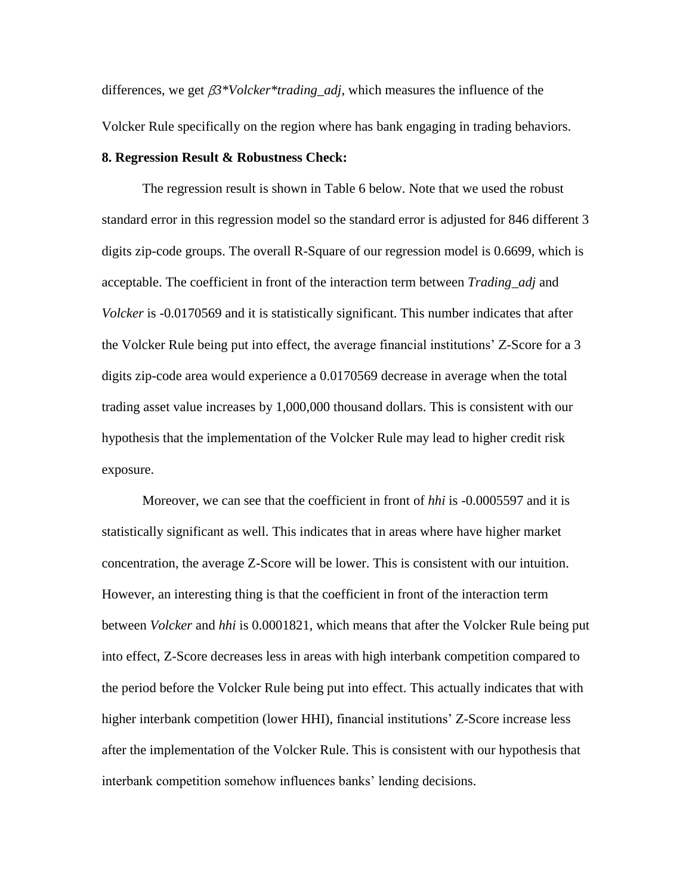differences, we get $\beta 3$*Volcker*trading_adj*, which measures the influence of the Volcker Rule specifically on the region where has bank engaging in trading behaviors.

**8. Regression Result & Robustness Check:**

The regression result is shown in Table 6 below. Note that we used the robust standard error in this regression model so the standard error is adjusted for 846 different 3 digits zip-code groups. The overall R-Square of our regression model is 0.6699, which is acceptable. The coefficient in front of the interaction term between *Trading_adj* and *Volcker* is -0.0170569 and it is statistically significant. This number indicates that after the Volcker Rule being put into effect, the average financial institutions' Z-Score for a 3 digits zip-code area would experience a 0.0170569 decrease in average when the total trading asset value increases by 1,000,000 thousand dollars. This is consistent with our hypothesis that the implementation of the Volcker Rule may lead to higher credit risk exposure.

Moreover, we can see that the coefficient in front of *hhi* is -0.0005597 and it is statistically significant as well. This indicates that in areas where have higher market concentration, the average Z-Score will be lower. This is consistent with our intuition. However, an interesting thing is that the coefficient in front of the interaction term between *Volcker* and *hhi* is 0.0001821, which means that after the Volcker Rule being put into effect, Z-Score decreases less in areas with high interbank competition compared to the period before the Volcker Rule being put into effect. This actually indicates that with higher interbank competition (lower HHI), financial institutions' Z-Score increase less after the implementation of the Volcker Rule. This is consistent with our hypothesis that interbank competition somehow influences banks' lending decisions.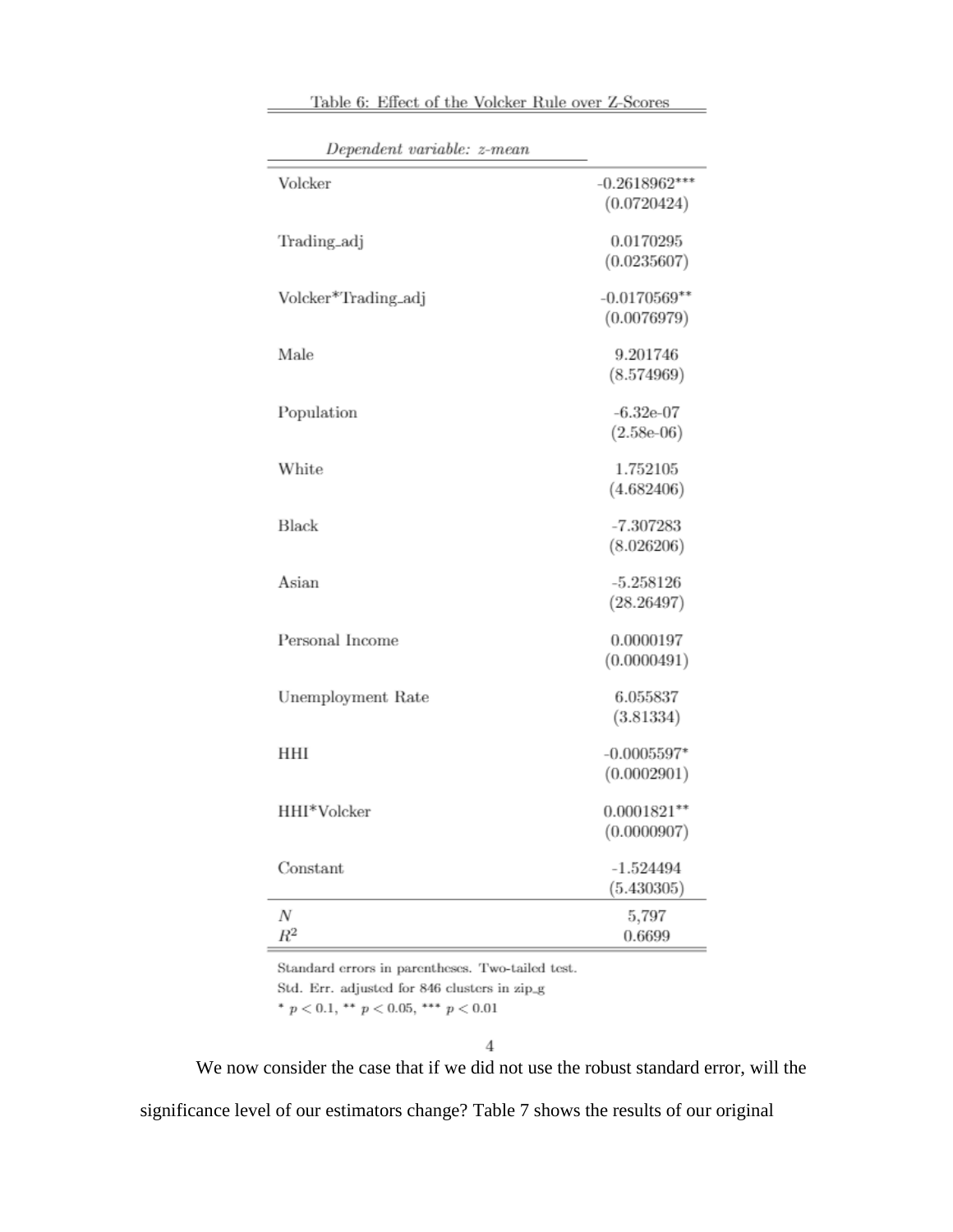Table 6: Effect of the Volcker Rule over Z-Scores

| *Dependent variable: z-mean* | |
|---|---|
| Volcker | -0.2618962*** |
| | (0.0720424) |
| Trading_adj | 0.0170295 |
| | (0.0235607) |
| Volcker*Trading_adj | -0.0170569** |
| | (0.0076979) |
| Male | 9.201746 |
| | (8.574969) |
| Population | -6.32e-07 |
| | (2.58e-06) |
| White | 1.752105 |
| | (4.682406) |
| Black | -7.307283 |
| | (8.026206) |
| Asian | -5.258126 |
| | (28.26497) |
| Personal Income | 0.0000197 |
| | (0.0000491) |
| Unemployment Rate | 6.055837 |
| | (3.81334) |
| HHI | -0.0005597* |
| | (0.0002901) |
| HHI*Volcker | 0.0001821** |
| | (0.0000907) |
| Constant | -1.524494 |
| | (5.430305) |
| $N$ | 5,797 |
| $R^2$ | 0.6699 |

Standard errors in parentheses. Two-tailed test.
Std. Err. adjusted for 846 clusters in zip_g
* $p < 0.1$, ** $p < 0.05$, *** $p < 0.01$

We now consider the case that if we did not use the robust standard error, will the significance level of our estimators change? Table 7 shows the results of our original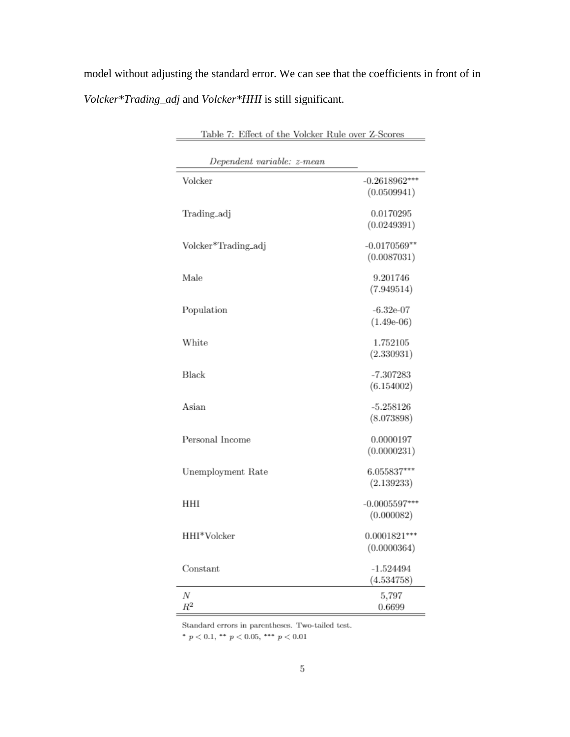model without adjusting the standard error. We can see that the coefficients in front of in *Volcker*Trading_adj* and *Volcker*HHI* is still significant.

Table 7: Effect of the Volcker Rule over Z-Scores

| *Dependent variable: z-mean* | |
|---|---|
| Volcker | -0.2618962*** |
| | (0.0509941) |
| Trading_adj | 0.0170295 |
| | (0.0249391) |
| Volcker*Trading_adj | -0.0170569** |
| | (0.0087031) |
| Male | 9.201746 |
| | (7.949514) |
| Population | -6.32e-07 |
| | (1.49e-06) |
| White | 1.752105 |
| | (2.330931) |
| Black | -7.307283 |
| | (6.154002) |
| Asian | -5.258126 |
| | (8.073898) |
| Personal Income | 0.0000197 |
| | (0.0000231) |
| Unemployment Rate | 6.055837*** |
| | (2.139233) |
| HHI | -0.0005597*** |
| | (0.000082) |
| HHI*Volcker | 0.0001821*** |
| | (0.0000364) |
| Constant | -1.524494 |
| | (4.534758) |
| $N$ | 5,797 |
| $R^2$ | 0.6699 |

Standard errors in parentheses. Two-tailed test.
* $p < 0.1$, ** $p < 0.05$, *** $p < 0.01$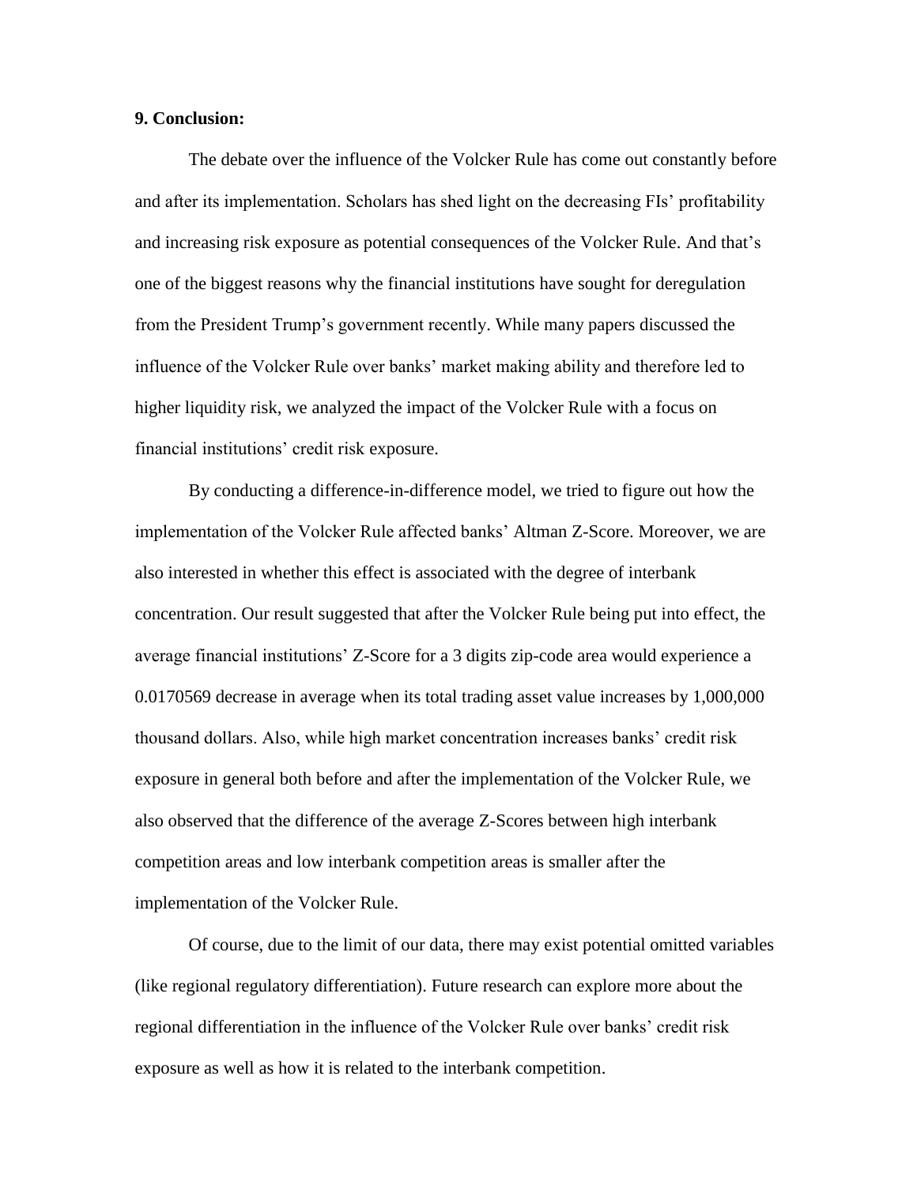**9. Conclusion:**

The debate over the influence of the Volcker Rule has come out constantly before and after its implementation. Scholars has shed light on the decreasing FIs' profitability and increasing risk exposure as potential consequences of the Volcker Rule. And that's one of the biggest reasons why the financial institutions have sought for deregulation from the President Trump's government recently. While many papers discussed the influence of the Volcker Rule over banks' market making ability and therefore led to higher liquidity risk, we analyzed the impact of the Volcker Rule with a focus on financial institutions' credit risk exposure.

By conducting a difference-in-difference model, we tried to figure out how the implementation of the Volcker Rule affected banks' Altman Z-Score. Moreover, we are also interested in whether this effect is associated with the degree of interbank concentration. Our result suggested that after the Volcker Rule being put into effect, the average financial institutions' Z-Score for a 3 digits zip-code area would experience a 0.0170569 decrease in average when its total trading asset value increases by 1,000,000 thousand dollars. Also, while high market concentration increases banks' credit risk exposure in general both before and after the implementation of the Volcker Rule, we also observed that the difference of the average Z-Scores between high interbank competition areas and low interbank competition areas is smaller after the implementation of the Volcker Rule.

Of course, due to the limit of our data, there may exist potential omitted variables (like regional regulatory differentiation). Future research can explore more about the regional differentiation in the influence of the Volcker Rule over banks' credit risk exposure as well as how it is related to the interbank competition.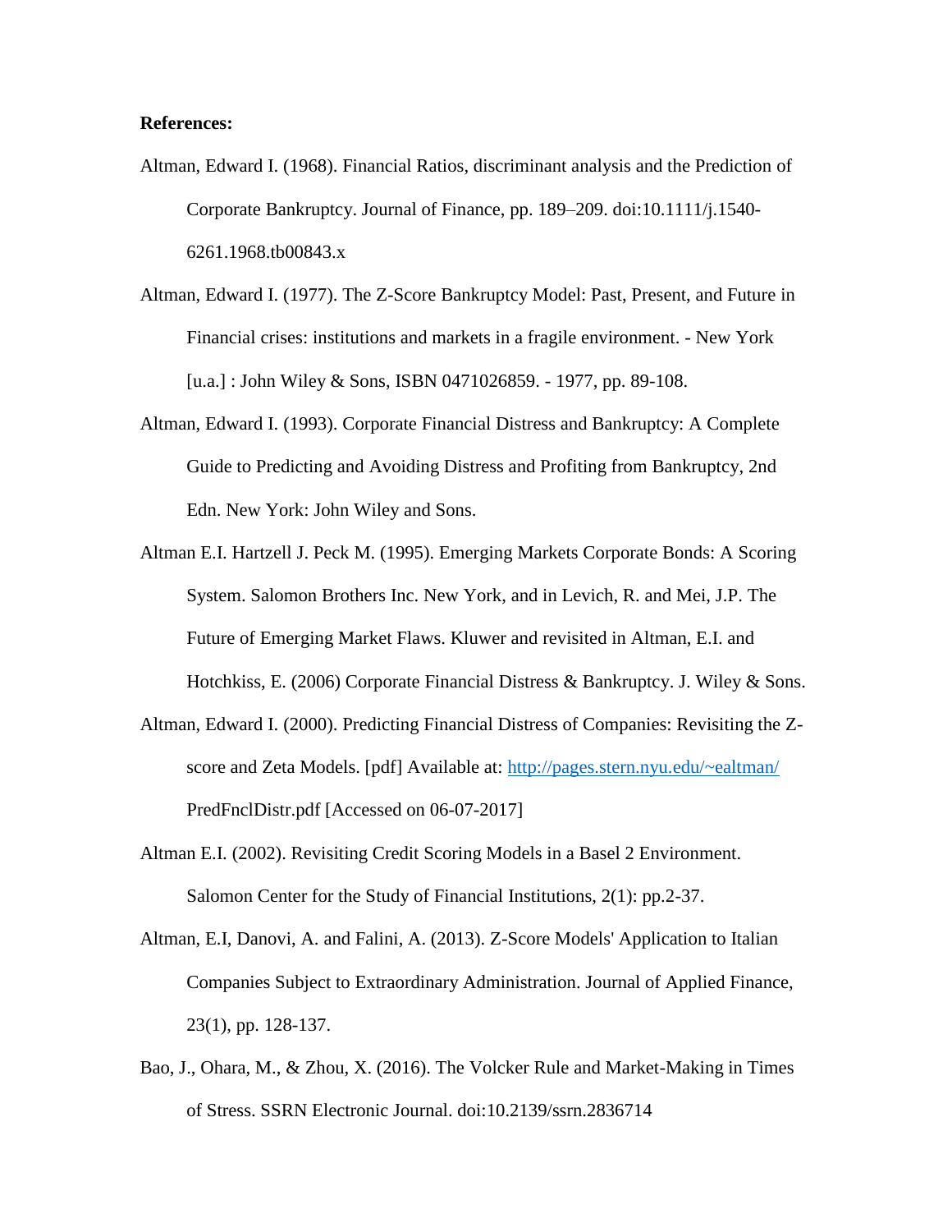**References:**

Altman, Edward I. (1968). Financial Ratios, discriminant analysis and the Prediction of Corporate Bankruptcy. Journal of Finance, pp. 189–209. doi:10.1111/j.1540-6261.1968.tb00843.x

Altman, Edward I. (1977). The Z-Score Bankruptcy Model: Past, Present, and Future in Financial crises: institutions and markets in a fragile environment. - New York [u.a.] : John Wiley & Sons, ISBN 0471026859. - 1977, pp. 89-108.

Altman, Edward I. (1993). Corporate Financial Distress and Bankruptcy: A Complete Guide to Predicting and Avoiding Distress and Profiting from Bankruptcy, 2nd Edn. New York: John Wiley and Sons.

Altman E.I. Hartzell J. Peck M. (1995). Emerging Markets Corporate Bonds: A Scoring System. Salomon Brothers Inc. New York, and in Levich, R. and Mei, J.P. The Future of Emerging Market Flaws. Kluwer and revisited in Altman, E.I. and Hotchkiss, E. (2006) Corporate Financial Distress & Bankruptcy. J. Wiley & Sons.

Altman, Edward I. (2000). Predicting Financial Distress of Companies: Revisiting the Z-score and Zeta Models. [pdf] Available at: http://pages.stern.nyu.edu/~ealtman/ PredFnclDistr.pdf [Accessed on 06-07-2017]

Altman E.I. (2002). Revisiting Credit Scoring Models in a Basel 2 Environment. Salomon Center for the Study of Financial Institutions, 2(1): pp.2-37.

Altman, E.I, Danovi, A. and Falini, A. (2013). Z-Score Models' Application to Italian Companies Subject to Extraordinary Administration. Journal of Applied Finance, 23(1), pp. 128-137.

Bao, J., Ohara, M., & Zhou, X. (2016). The Volcker Rule and Market-Making in Times of Stress. SSRN Electronic Journal. doi:10.2139/ssrn.2836714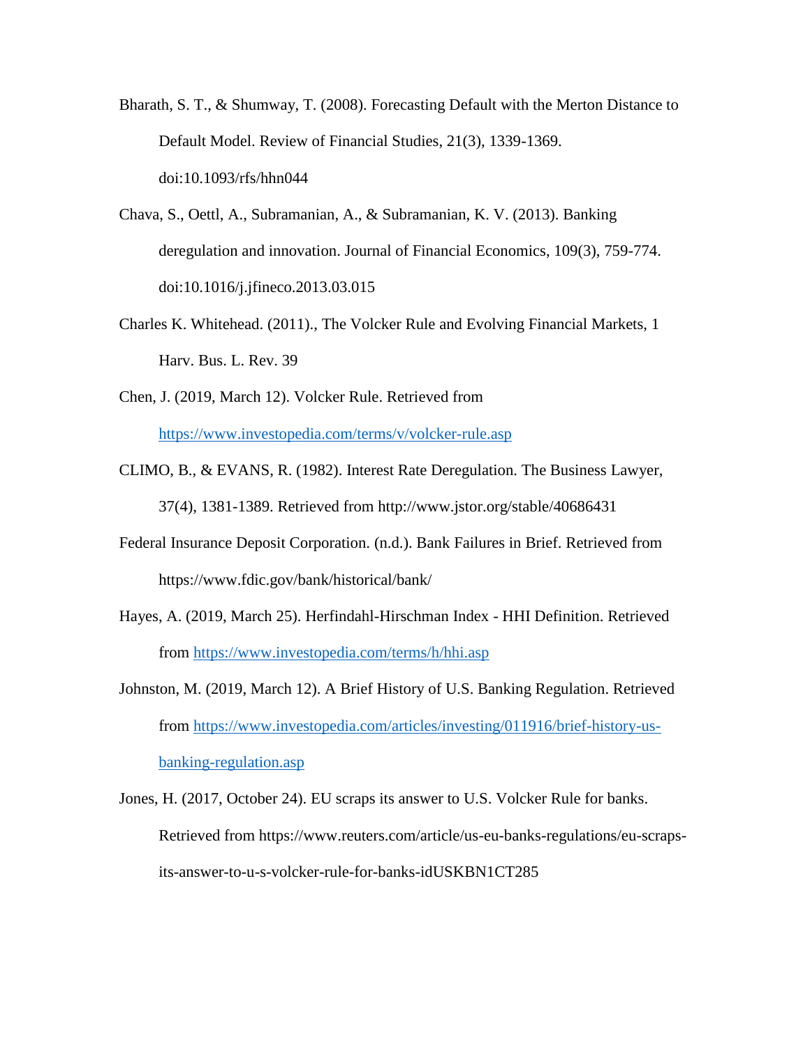Bharath, S. T., & Shumway, T. (2008). Forecasting Default with the Merton Distance to Default Model. Review of Financial Studies, 21(3), 1339-1369. doi:10.1093/rfs/hhn044

Chava, S., Oettl, A., Subramanian, A., & Subramanian, K. V. (2013). Banking deregulation and innovation. Journal of Financial Economics, 109(3), 759-774. doi:10.1016/j.jfineco.2013.03.015

Charles K. Whitehead. (2011)., The Volcker Rule and Evolving Financial Markets, 1 Harv. Bus. L. Rev. 39

Chen, J. (2019, March 12). Volcker Rule. Retrieved from https://www.investopedia.com/terms/v/volcker-rule.asp

CLIMO, B., & EVANS, R. (1982). Interest Rate Deregulation. The Business Lawyer, 37(4), 1381-1389. Retrieved from http://www.jstor.org/stable/40686431

Federal Insurance Deposit Corporation. (n.d.). Bank Failures in Brief. Retrieved from https://www.fdic.gov/bank/historical/bank/

Hayes, A. (2019, March 25). Herfindahl-Hirschman Index - HHI Definition. Retrieved from https://www.investopedia.com/terms/h/hhi.asp

Johnston, M. (2019, March 12). A Brief History of U.S. Banking Regulation. Retrieved from https://www.investopedia.com/articles/investing/011916/brief-history-us-banking-regulation.asp

Jones, H. (2017, October 24). EU scraps its answer to U.S. Volcker Rule for banks. Retrieved from https://www.reuters.com/article/us-eu-banks-regulations/eu-scraps-its-answer-to-u-s-volcker-rule-for-banks-idUSKBN1CT285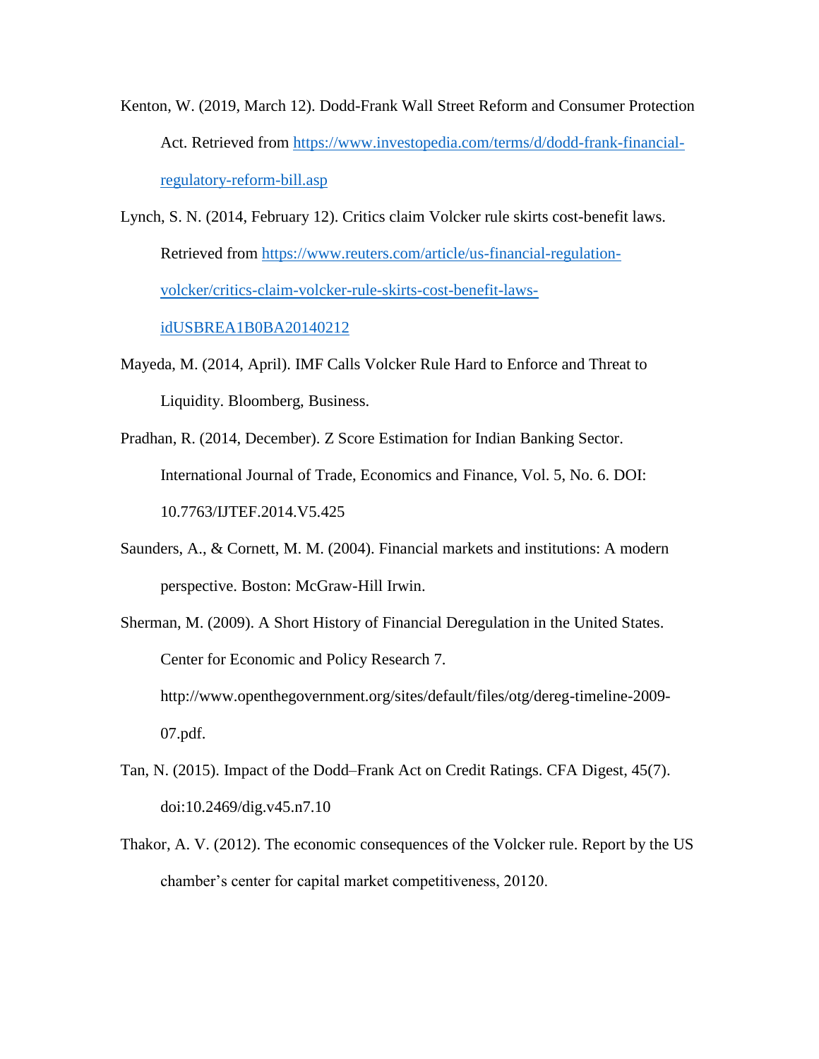Kenton, W. (2019, March 12). Dodd-Frank Wall Street Reform and Consumer Protection Act. Retrieved from https://www.investopedia.com/terms/d/dodd-frank-financial-regulatory-reform-bill.asp

Lynch, S. N. (2014, February 12). Critics claim Volcker rule skirts cost-benefit laws. Retrieved from https://www.reuters.com/article/us-financial-regulation-volcker/critics-claim-volcker-rule-skirts-cost-benefit-laws-idUSBREA1B0BA20140212

Mayeda, M. (2014, April). IMF Calls Volcker Rule Hard to Enforce and Threat to Liquidity. Bloomberg, Business.

Pradhan, R. (2014, December). Z Score Estimation for Indian Banking Sector. International Journal of Trade, Economics and Finance, Vol. 5, No. 6. DOI: 10.7763/IJTEF.2014.V5.425

Saunders, A., & Cornett, M. M. (2004). Financial markets and institutions: A modern perspective. Boston: McGraw-Hill Irwin.

Sherman, M. (2009). A Short History of Financial Deregulation in the United States. Center for Economic and Policy Research 7. http://www.openthegovernment.org/sites/default/files/otg/dereg-timeline-2009-07.pdf.

Tan, N. (2015). Impact of the Dodd–Frank Act on Credit Ratings. CFA Digest, 45(7). doi:10.2469/dig.v45.n7.10

Thakor, A. V. (2012). The economic consequences of the Volcker rule. Report by the US chamber's center for capital market competitiveness, 20120.